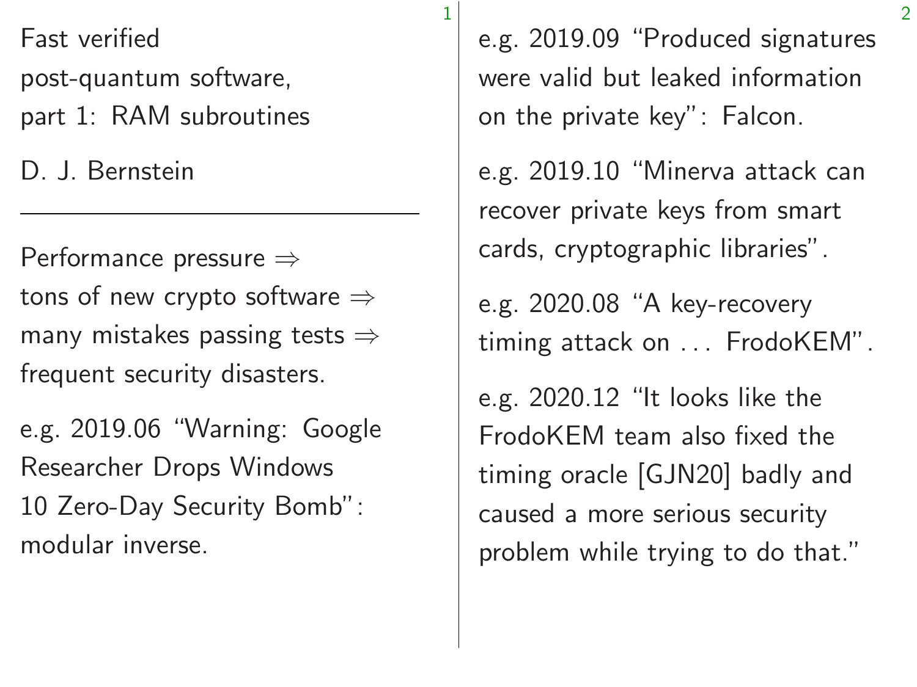# Fast verified post-quantum software, part 1: RAM subroutines

D. J. Bernstein

---

Performance pressure ⇒ tons of new crypto software ⇒ many mistakes passing tests ⇒ frequent security disasters.

e.g. 2019.06 "Warning: Google Researcher Drops Windows 10 Zero-Day Security Bomb": modular inverse.

e.g. 2019.09 "Produced signatures were valid but leaked information on the private key": Falcon.

e.g. 2019.10 "Minerva attack can recover private keys from smart cards, cryptographic libraries".

e.g. 2020.08 "A key-recovery timing attack on . . . FrodoKEM".

e.g. 2020.12 "It looks like the FrodoKEM team also fixed the timing oracle [GJN20] badly and caused a more serious security problem while trying to do that."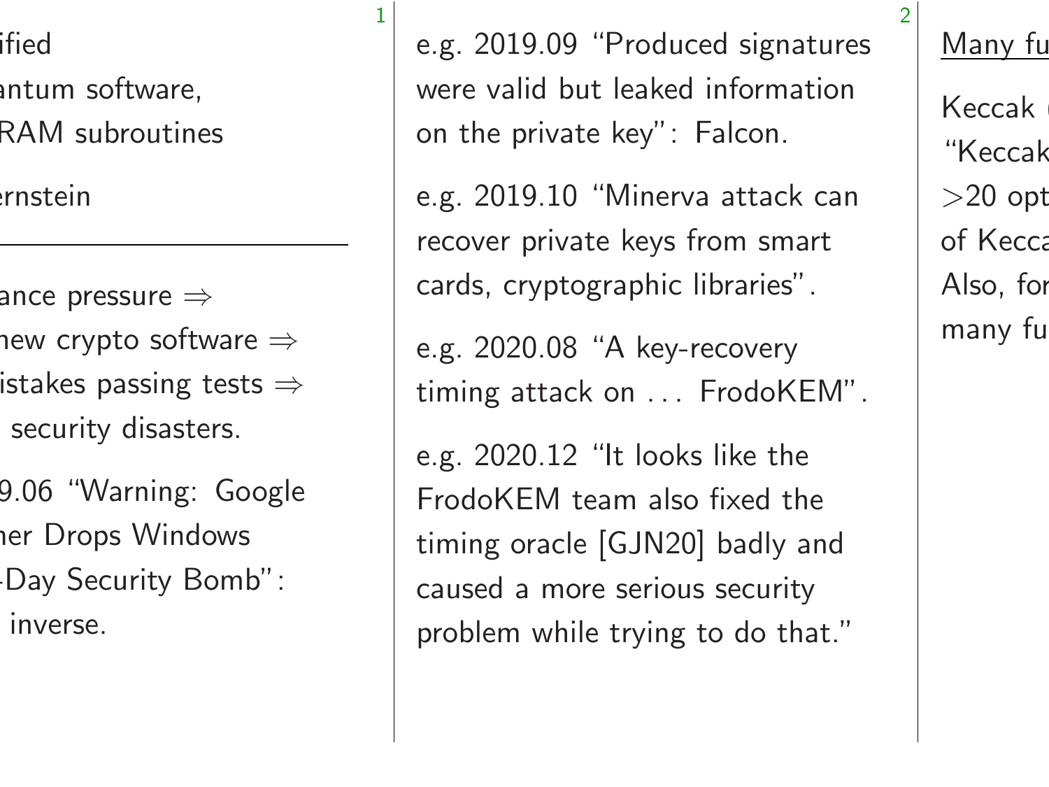e.g. 2019.09 "Produced signatures were valid but leaked information on the private key": Falcon.

e.g. 2019.10 "Minerva attack can recover private keys from smart cards, cryptographic libraries".

e.g. 2020.08 "A key-recovery timing attack on . . . FrodoKEM".

e.g. 2020.12 "It looks like the FrodoKEM team also fixed the timing oracle [GJN20] badly and caused a more serious security problem while trying to do that."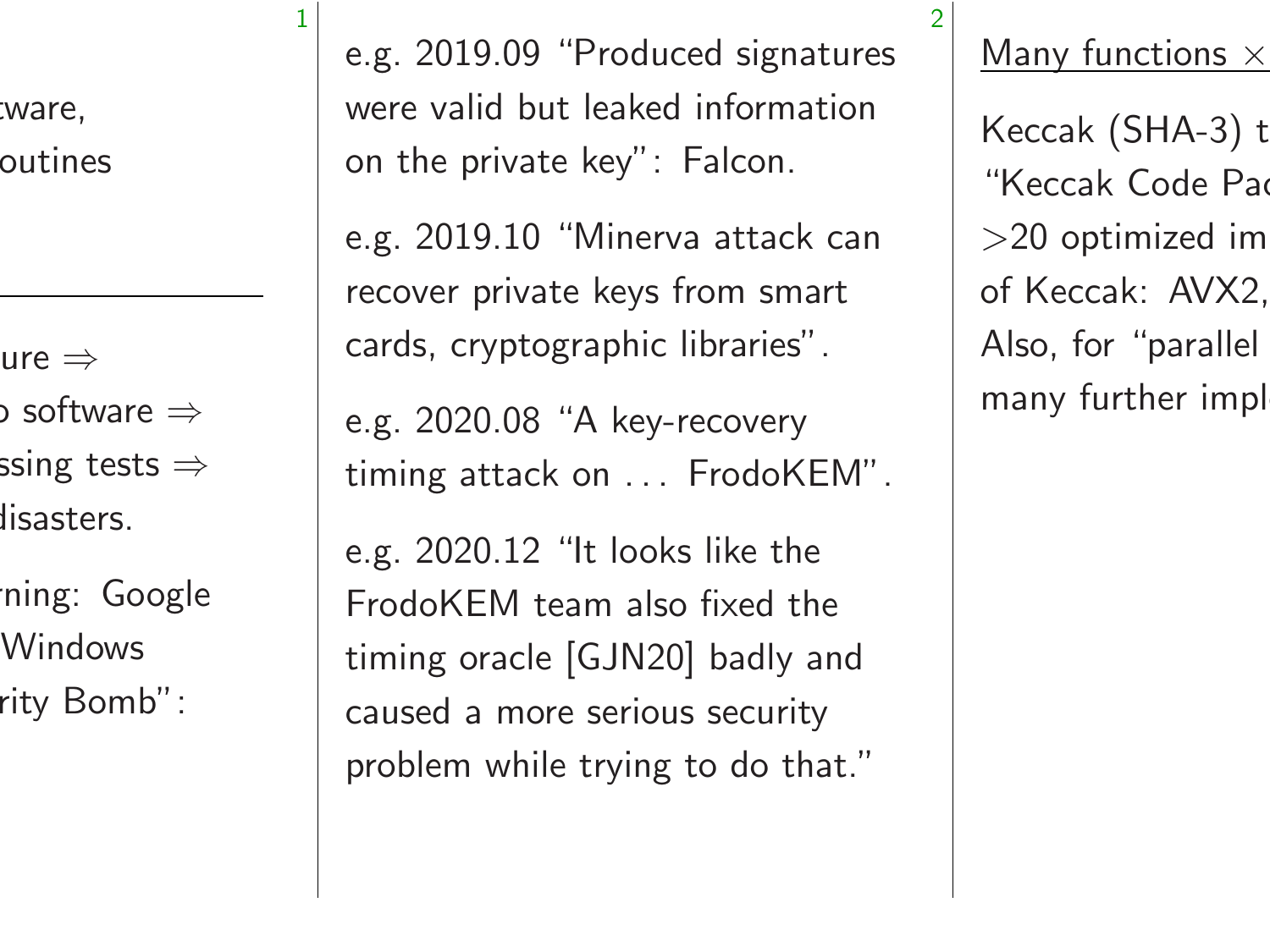e.g. 2019.09 "Produced signatures were valid but leaked information on the private key": Falcon.

e.g. 2019.10 "Minerva attack can recover private keys from smart cards, cryptographic libraries".

e.g. 2020.08 "A key-recovery timing attack on . . . FrodoKEM".

e.g. 2020.12 "It looks like the FrodoKEM team also fixed the timing oracle [GJN20] badly and caused a more serious security problem while trying to do that."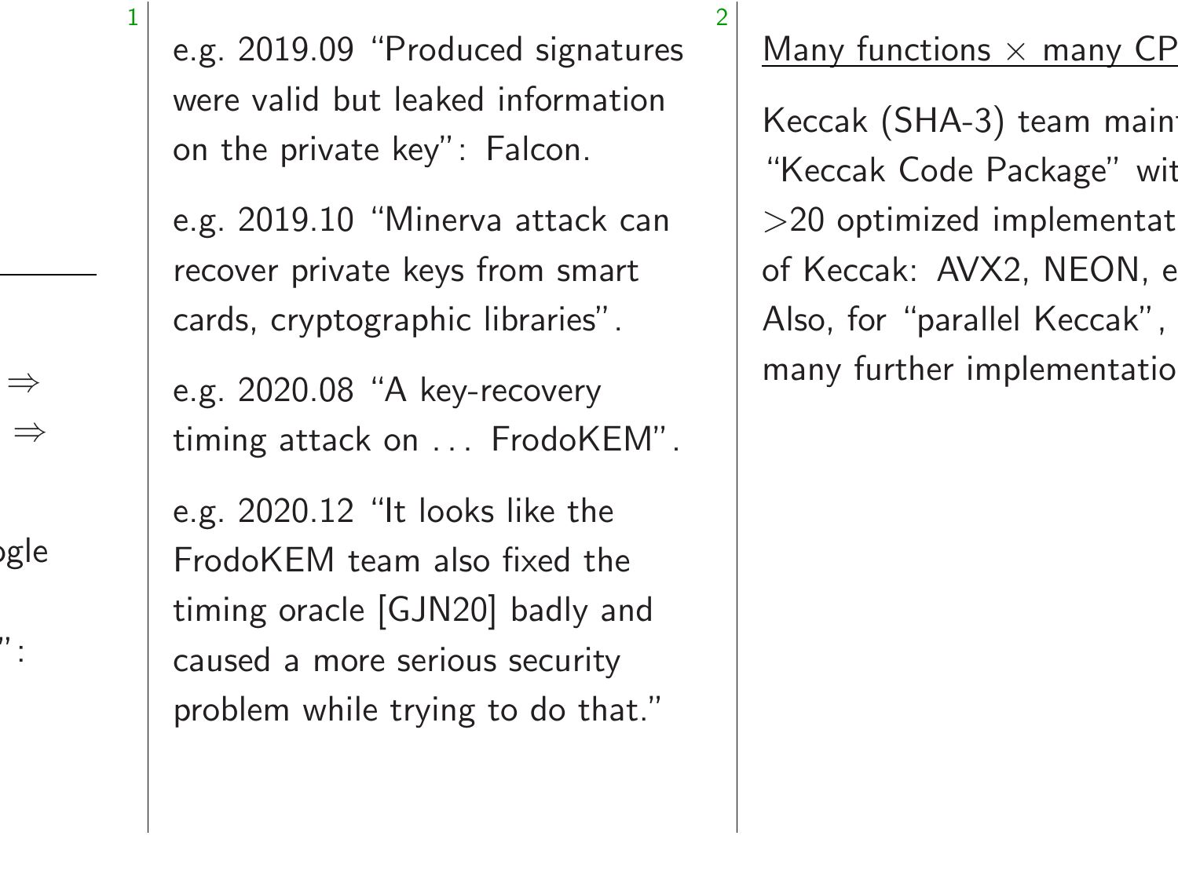e.g. 2019.09 "Produced signatures were valid but leaked information on the private key": Falcon.

e.g. 2019.10 "Minerva attack can recover private keys from smart cards, cryptographic libraries".

e.g. 2020.08 "A key-recovery timing attack on . . . FrodoKEM".

e.g. 2020.12 "It looks like the FrodoKEM team also fixed the timing oracle [GJN20] badly and caused a more serious security problem while trying to do that."

Many functions × many CP

Keccak (SHA-3) team main "Keccak Code Package" wit >20 optimized implementat of Keccak: AVX2, NEON, e Also, for "parallel Keccak", many further implementatio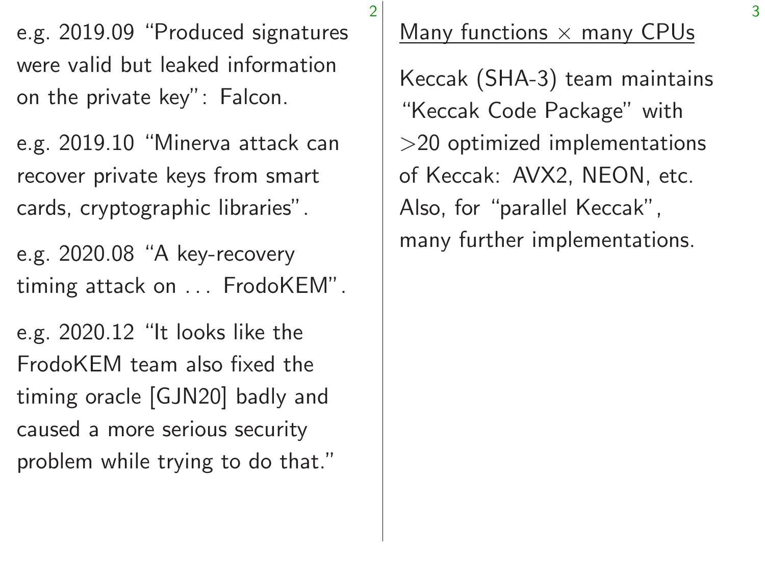e.g. 2019.09 "Produced signatures were valid but leaked information on the private key": Falcon.

e.g. 2019.10 "Minerva attack can recover private keys from smart cards, cryptographic libraries".

e.g. 2020.08 "A key-recovery timing attack on . . . FrodoKEM".

e.g. 2020.12 "It looks like the FrodoKEM team also fixed the timing oracle [GJN20] badly and caused a more serious security problem while trying to do that."

## Many functions $\times$ many CPUs

Keccak (SHA-3) team maintains "Keccak Code Package" with $>$20 optimized implementations of Keccak: AVX2, NEON, etc. Also, for "parallel Keccak", many further implementations.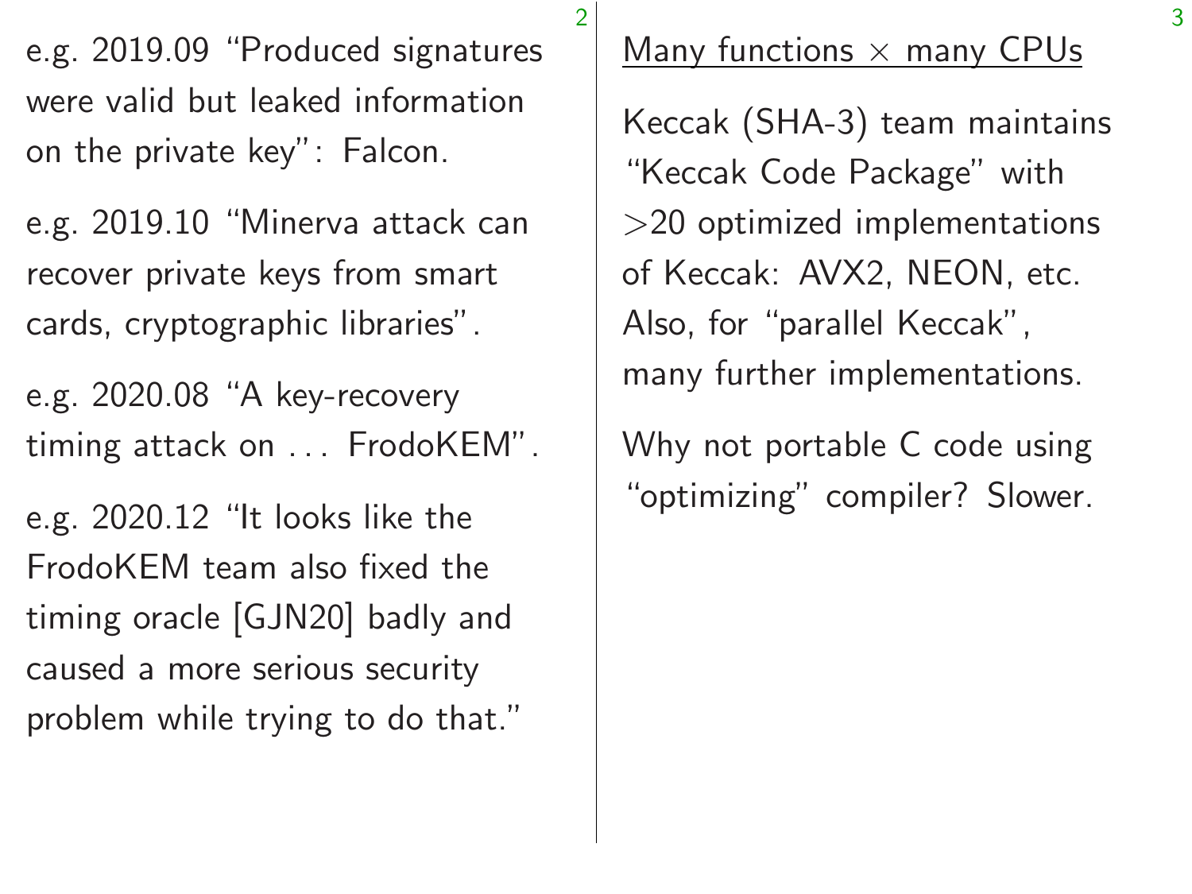e.g. 2019.09 "Produced signatures were valid but leaked information on the private key": Falcon.

e.g. 2019.10 "Minerva attack can recover private keys from smart cards, cryptographic libraries".

e.g. 2020.08 "A key-recovery timing attack on . . . FrodoKEM".

e.g. 2020.12 "It looks like the FrodoKEM team also fixed the timing oracle [GJN20] badly and caused a more serious security problem while trying to do that."

## Many functions $\times$ many CPUs

Keccak (SHA-3) team maintains "Keccak Code Package" with >20 optimized implementations of Keccak: AVX2, NEON, etc. Also, for "parallel Keccak", many further implementations.

Why not portable C code using "optimizing" compiler? Slower.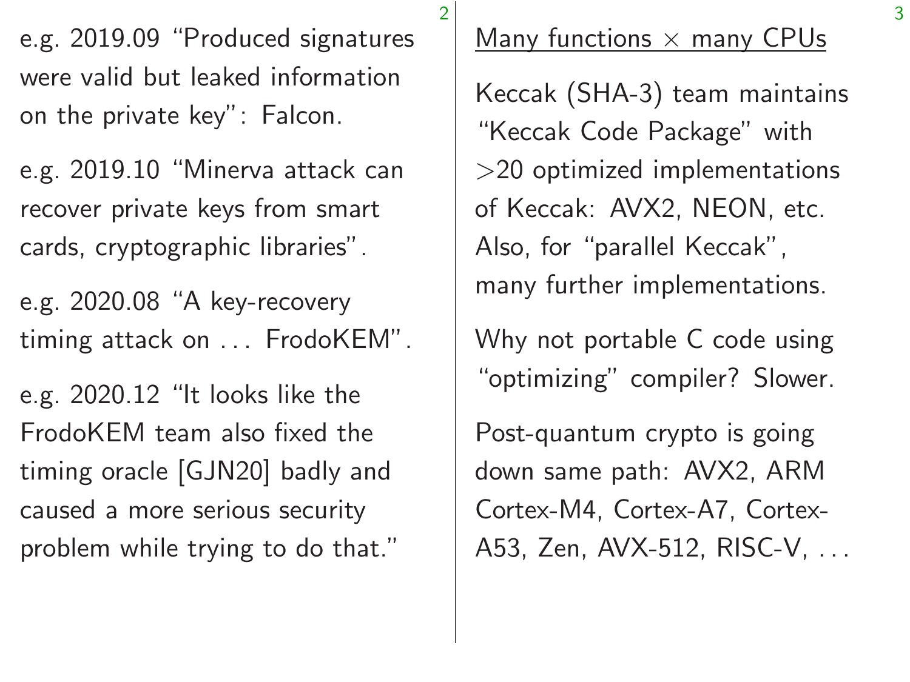e.g. 2019.09 "Produced signatures were valid but leaked information on the private key": Falcon.

e.g. 2019.10 "Minerva attack can recover private keys from smart cards, cryptographic libraries".

e.g. 2020.08 "A key-recovery timing attack on … FrodoKEM".

e.g. 2020.12 "It looks like the FrodoKEM team also fixed the timing oracle [GJN20] badly and caused a more serious security problem while trying to do that."

## Many functions × many CPUs

Keccak (SHA-3) team maintains "Keccak Code Package" with >20 optimized implementations of Keccak: AVX2, NEON, etc. Also, for "parallel Keccak", many further implementations.

Why not portable C code using "optimizing" compiler? Slower.

Post-quantum crypto is going down same path: AVX2, ARM Cortex-M4, Cortex-A7, Cortex-A53, Zen, AVX-512, RISC-V, …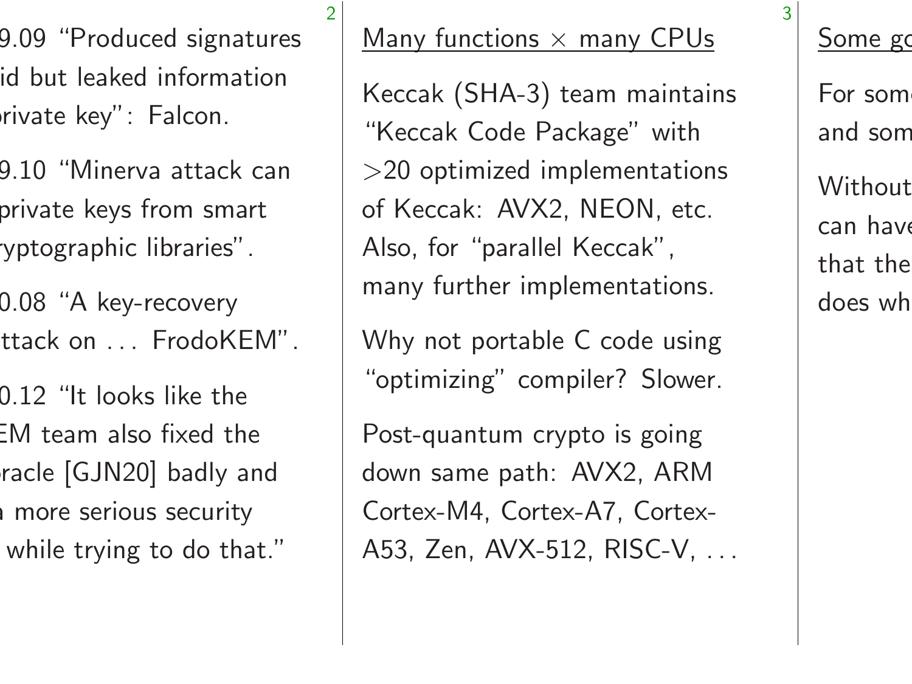9.09 "Produced signatures
id but leaked information
rivate key": Falcon.

9.10 "Minerva attack can
private keys from smart
ryptographic libraries".

0.08 "A key-recovery
ttack on . . . FrodoKEM".

0.12 "It looks like the
EM team also fixed the
racle [GJN20] badly and
a more serious security
while trying to do that."

## Many functions × many CPUs

Keccak (SHA-3) team maintains "Keccak Code Package" with >20 optimized implementations of Keccak: AVX2, NEON, etc. Also, for "parallel Keccak", many further implementations.

Why not portable C code using "optimizing" compiler? Slower.

Post-quantum crypto is going down same path: AVX2, ARM Cortex-M4, Cortex-A7, Cortex-A53, Zen, AVX-512, RISC-V, . . .

## Some go

For som
and som

Without
can hav
that the
does wh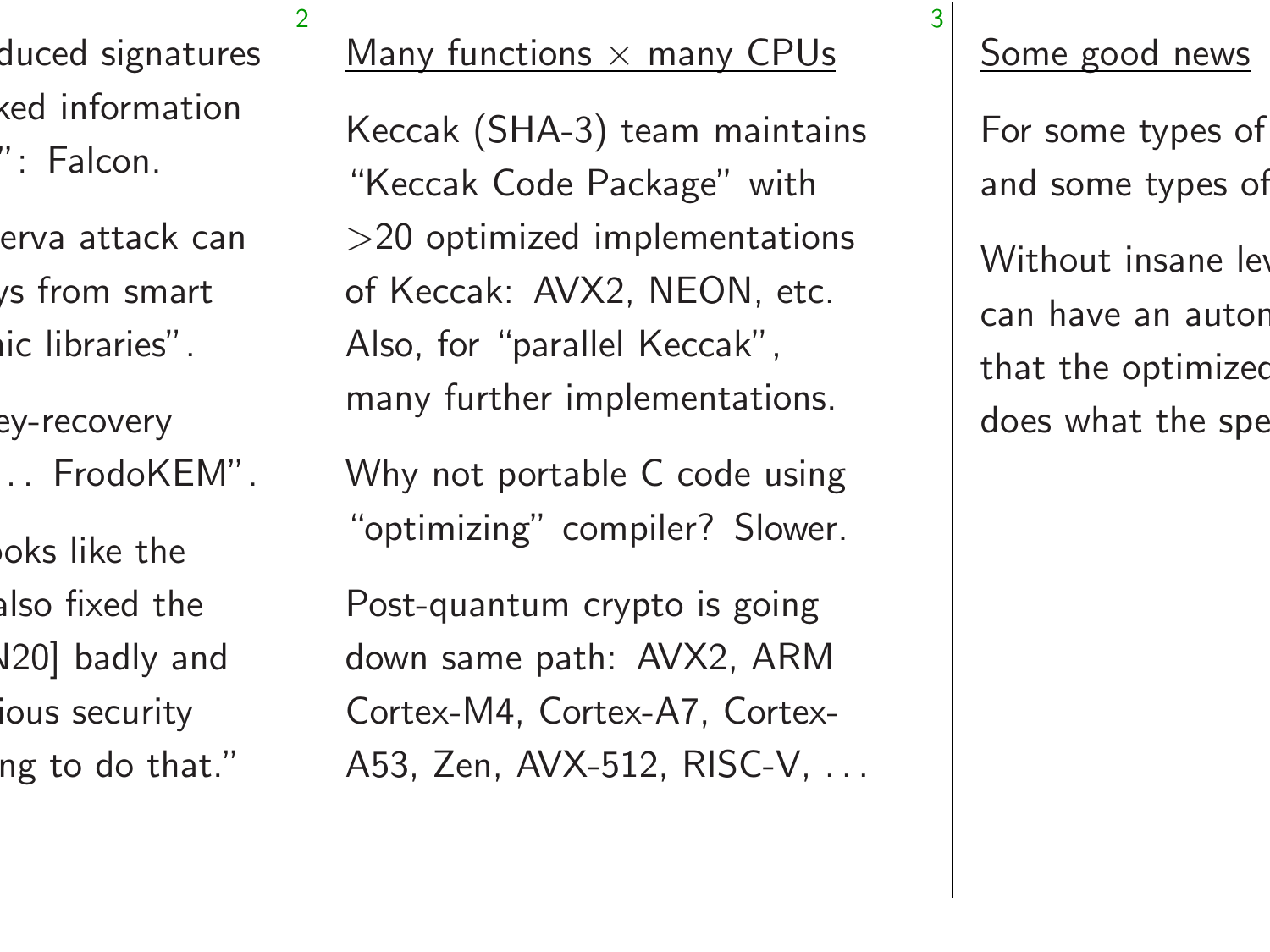## Many functions × many CPUs

Keccak (SHA-3) team maintains "Keccak Code Package" with >20 optimized implementations of Keccak: AVX2, NEON, etc. Also, for "parallel Keccak", many further implementations.

Why not portable C code using "optimizing" compiler? Slower.

Post-quantum crypto is going down same path: AVX2, ARM Cortex-M4, Cortex-A7, Cortex-A53, Zen, AVX-512, RISC-V, . . .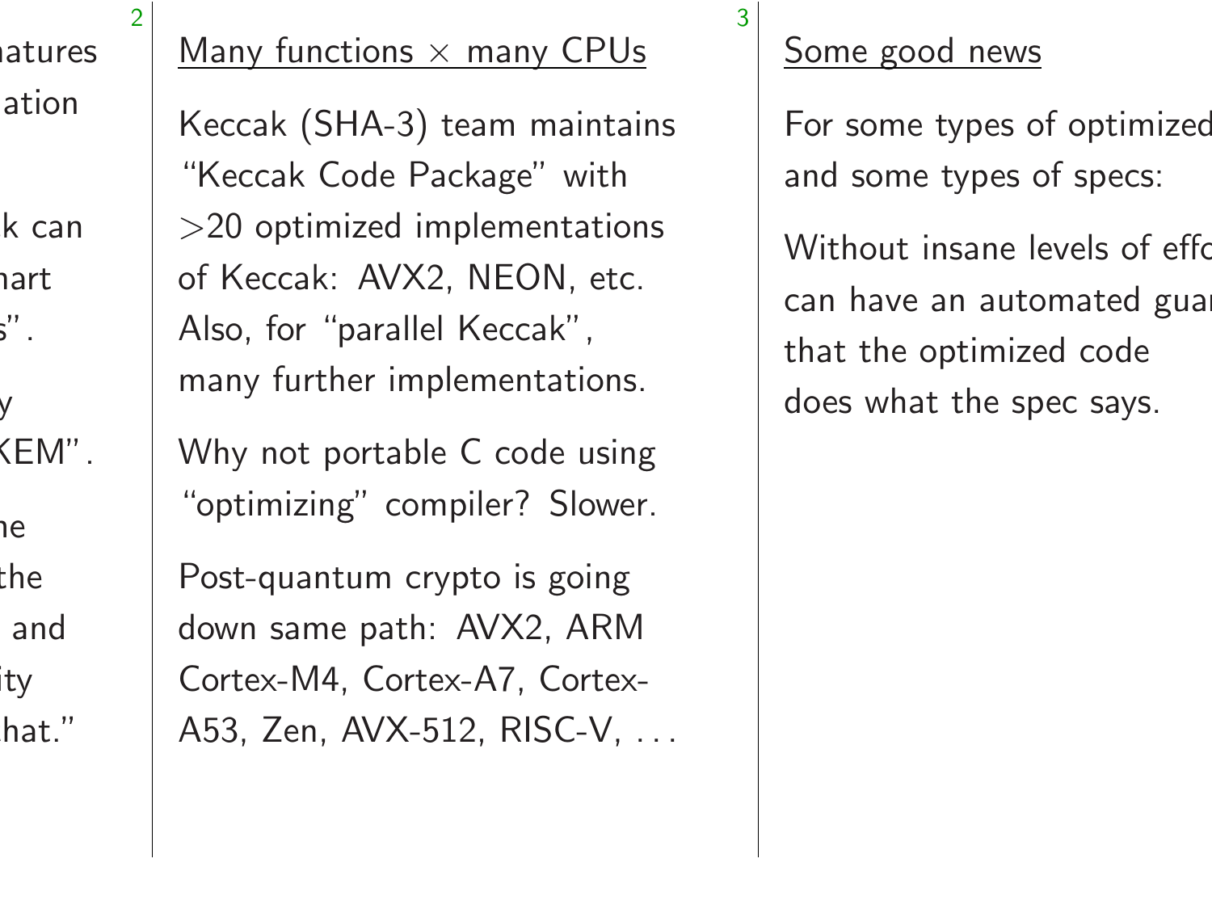## Many functions × many CPUs

Keccak (SHA-3) team maintains "Keccak Code Package" with >20 optimized implementations of Keccak: AVX2, NEON, etc. Also, for "parallel Keccak", many further implementations.

Why not portable C code using "optimizing" compiler? Slower.

Post-quantum crypto is going down same path: AVX2, ARM Cortex-M4, Cortex-A7, Cortex-A53, Zen, AVX-512, RISC-V, . . .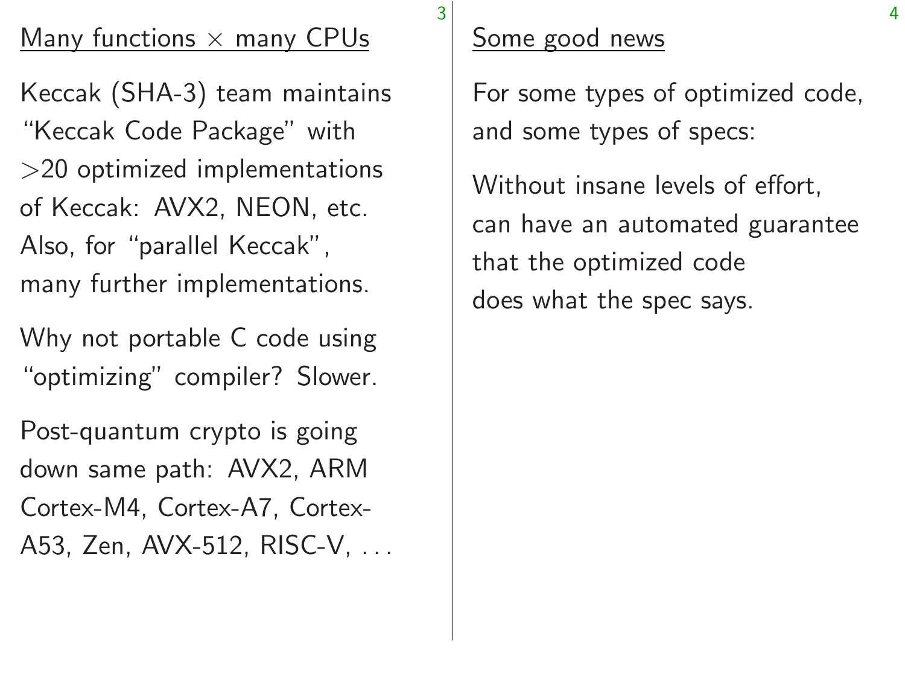## Many functions × many CPUs

Keccak (SHA-3) team maintains “Keccak Code Package” with >20 optimized implementations of Keccak: AVX2, NEON, etc. Also, for “parallel Keccak”, many further implementations.

Why not portable C code using “optimizing” compiler? Slower.

Post-quantum crypto is going down same path: AVX2, ARM Cortex-M4, Cortex-A7, Cortex-A53, Zen, AVX-512, RISC-V, ...

## Some good news

For some types of optimized code, and some types of specs:

Without insane levels of effort, can have an automated guarantee that the optimized code does what the spec says.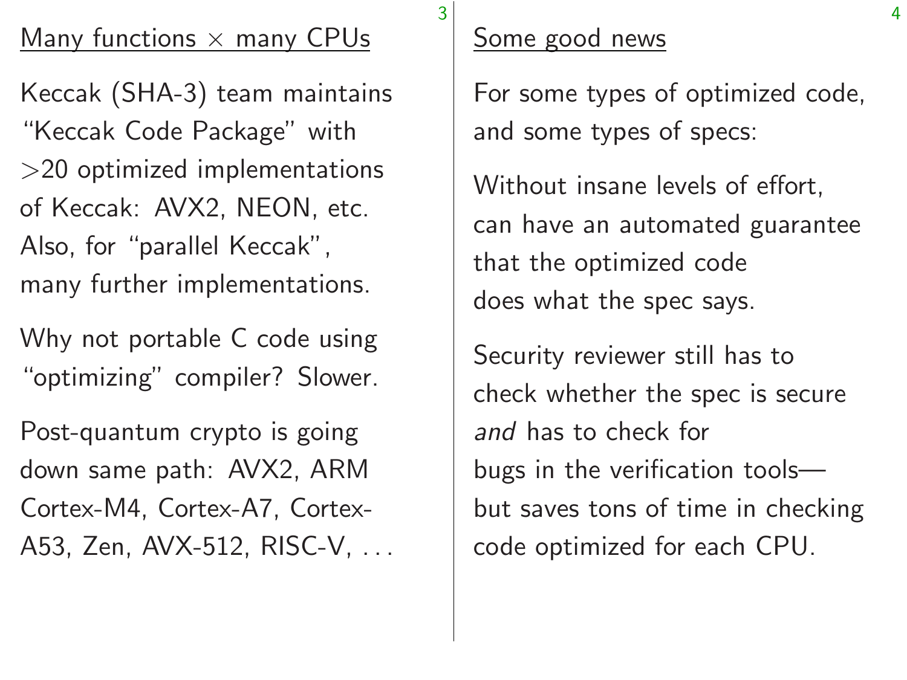## Many functions × many CPUs

Keccak (SHA-3) team maintains "Keccak Code Package" with >20 optimized implementations of Keccak: AVX2, NEON, etc. Also, for "parallel Keccak", many further implementations.

Why not portable C code using "optimizing" compiler? Slower.

Post-quantum crypto is going down same path: AVX2, ARM Cortex-M4, Cortex-A7, Cortex-A53, Zen, AVX-512, RISC-V, ...

## Some good news

For some types of optimized code, and some types of specs:

Without insane levels of effort, can have an automated guarantee that the optimized code does what the spec says.

Security reviewer still has to check whether the spec is secure *and* has to check for bugs in the verification tools— but saves tons of time in checking code optimized for each CPU.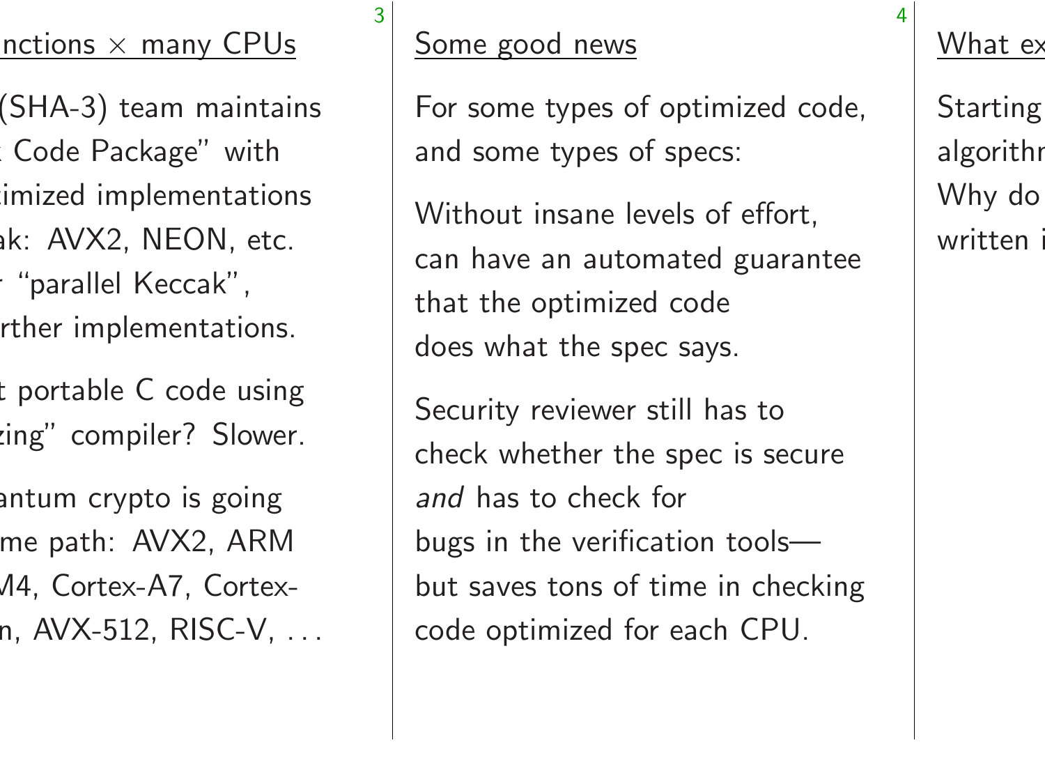## Some good news

For some types of optimized code, and some types of specs:

Without insane levels of effort, can have an automated guarantee that the optimized code does what the spec says.

Security reviewer still has to check whether the spec is secure *and* has to check for bugs in the verification tools— but saves tons of time in checking code optimized for each CPU.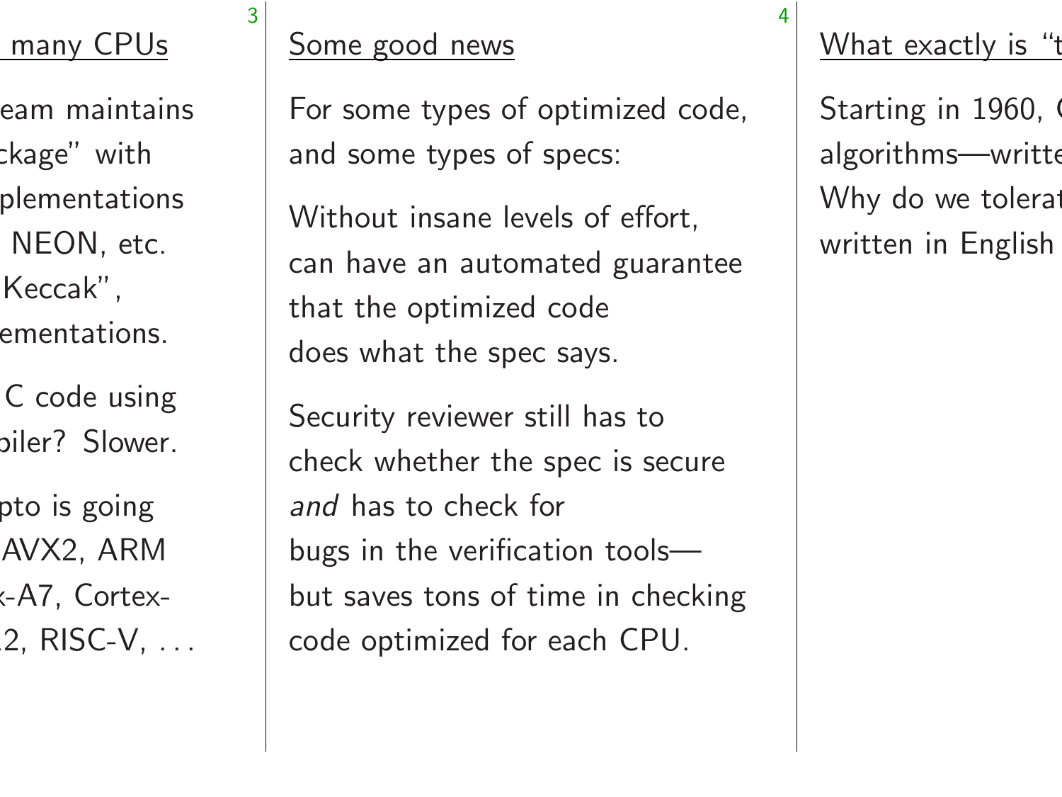## Some good news

For some types of optimized code, and some types of specs:

Without insane levels of effort, can have an automated guarantee that the optimized code does what the spec says.

Security reviewer still has to check whether the spec is secure *and* has to check for bugs in the verification tools— but saves tons of time in checking code optimized for each CPU.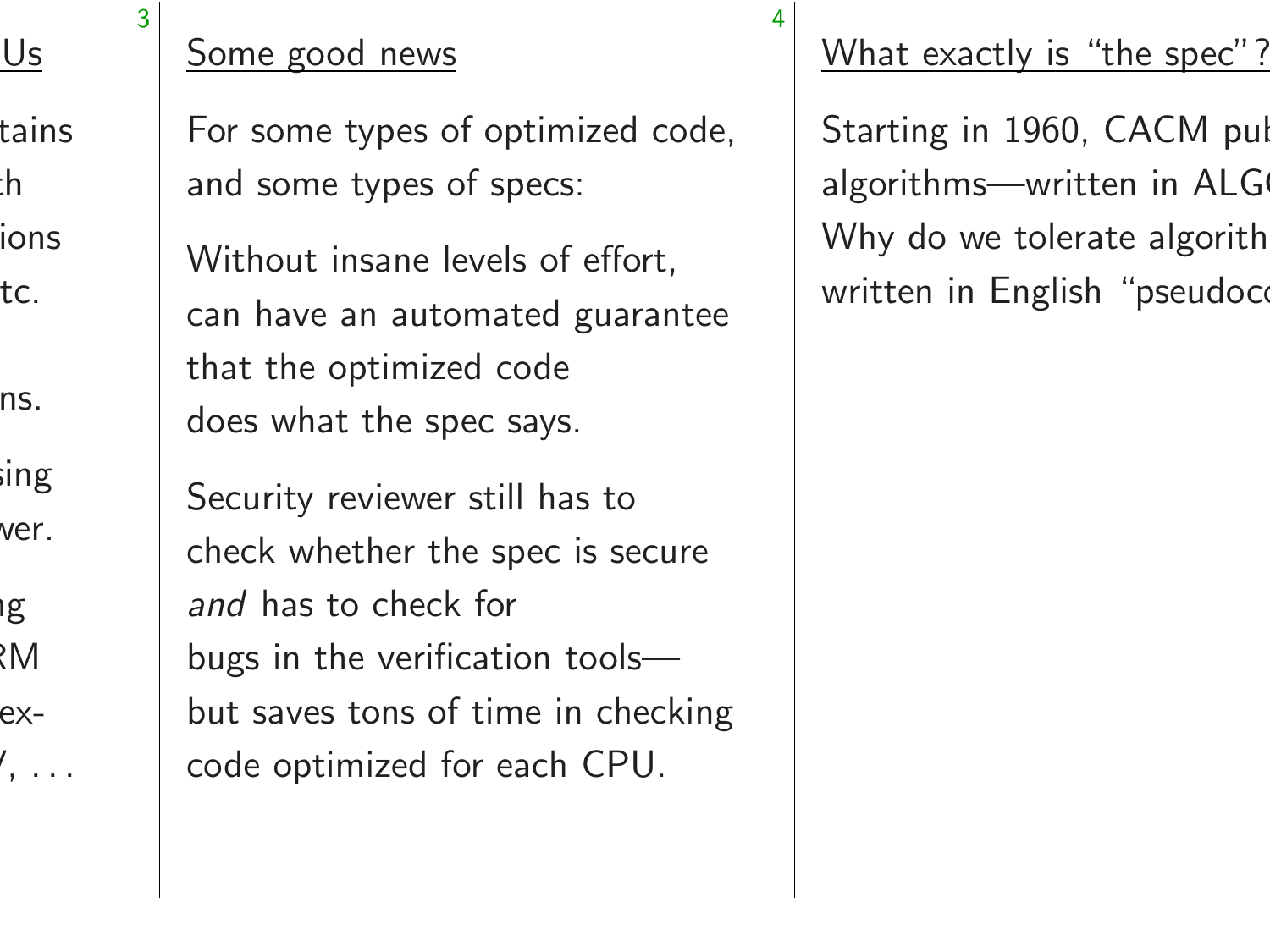## Some good news

For some types of optimized code, and some types of specs:

Without insane levels of effort, can have an automated guarantee that the optimized code does what the spec says.

Security reviewer still has to check whether the spec is secure *and* has to check for bugs in the verification tools— but saves tons of time in checking code optimized for each CPU.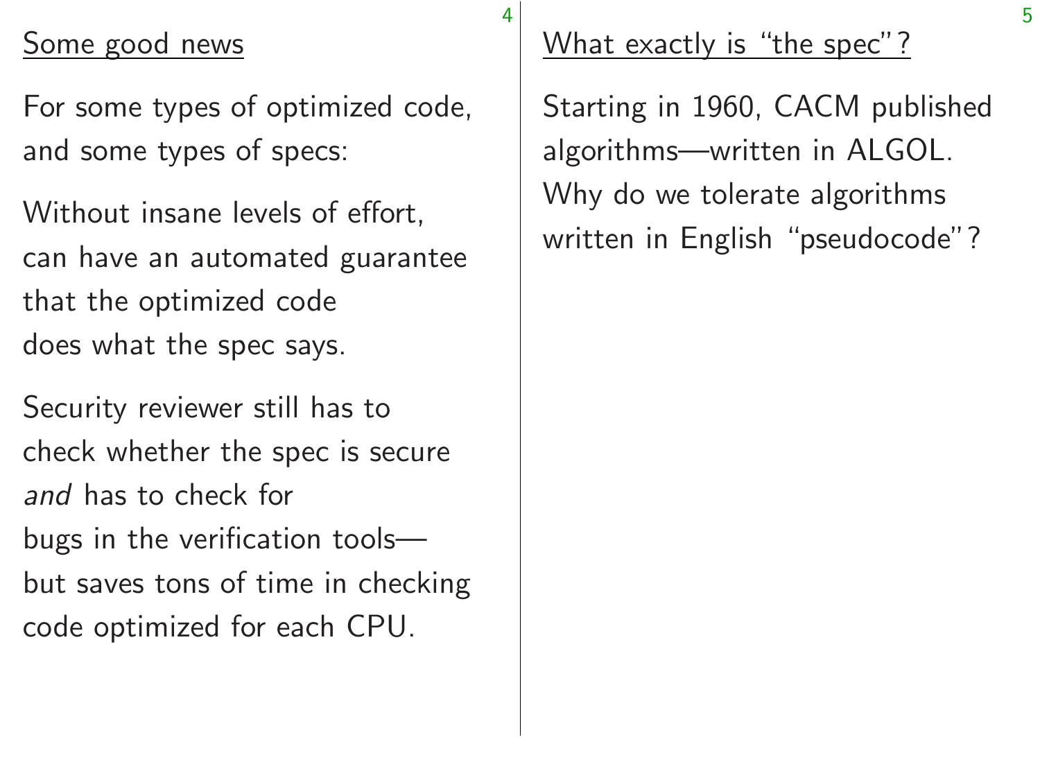## Some good news

For some types of optimized code, and some types of specs:

Without insane levels of effort, can have an automated guarantee that the optimized code does what the spec says.

Security reviewer still has to check whether the spec is secure *and* has to check for bugs in the verification tools— but saves tons of time in checking code optimized for each CPU.

## What exactly is “the spec”?

Starting in 1960, CACM published algorithms—written in ALGOL. Why do we tolerate algorithms written in English “pseudocode”?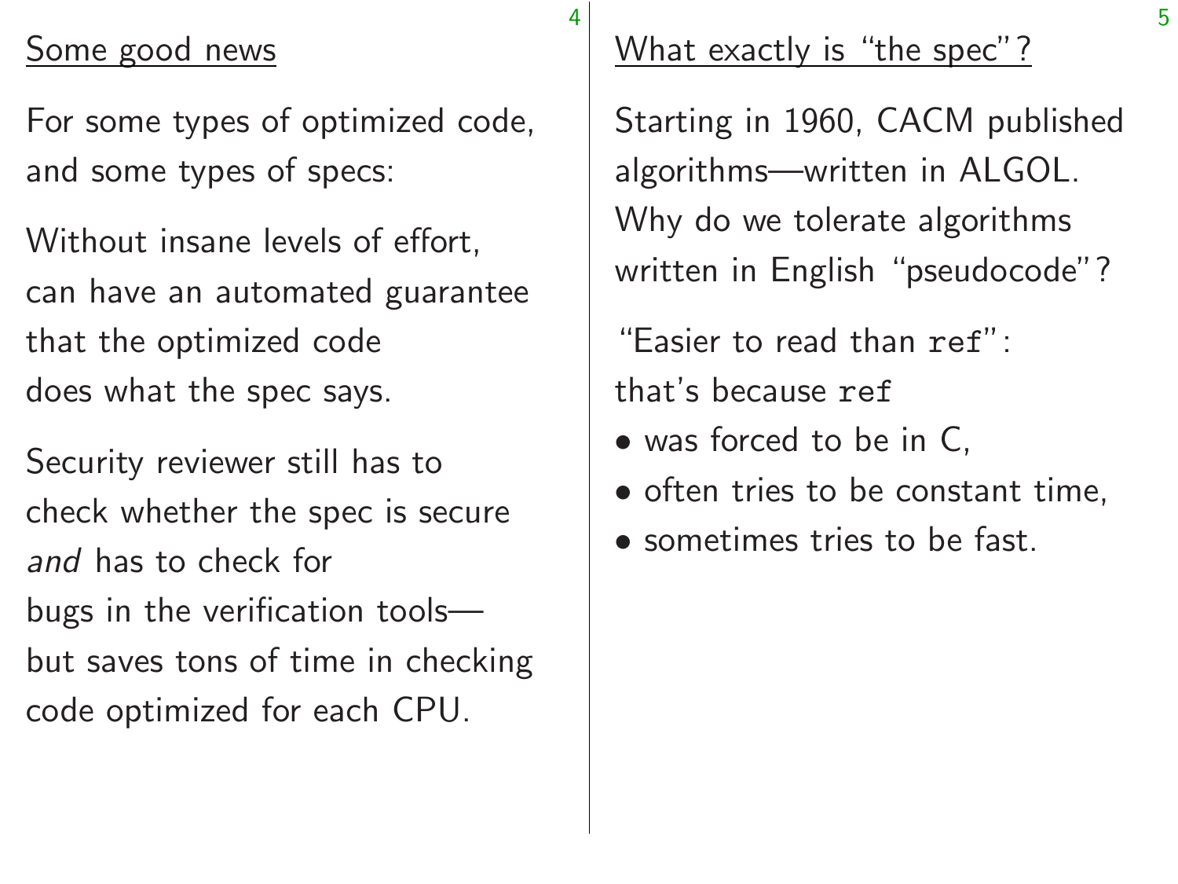## Some good news

For some types of optimized code, and some types of specs:

Without insane levels of effort, can have an automated guarantee that the optimized code does what the spec says.

Security reviewer still has to check whether the spec is secure *and* has to check for bugs in the verification tools— but saves tons of time in checking code optimized for each CPU.

## What exactly is "the spec"?

Starting in 1960, CACM published algorithms—written in ALGOL. Why do we tolerate algorithms written in English "pseudocode"?

"Easier to read than `ref`": that's because `ref`

- was forced to be in C,
- often tries to be constant time,
- sometimes tries to be fast.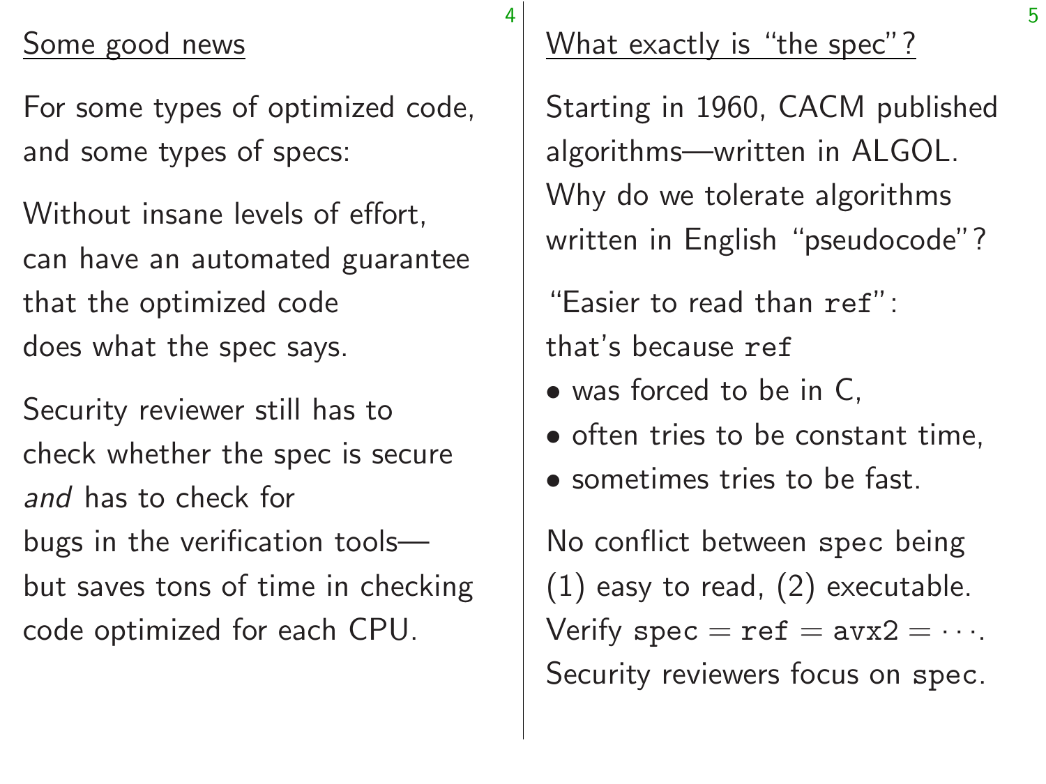## Some good news

For some types of optimized code, and some types of specs:

Without insane levels of effort, can have an automated guarantee that the optimized code does what the spec says.

Security reviewer still has to check whether the spec is secure *and* has to check for bugs in the verification tools— but saves tons of time in checking code optimized for each CPU.

## What exactly is "the spec"?

Starting in 1960, CACM published algorithms—written in ALGOL. Why do we tolerate algorithms written in English "pseudocode"?

"Easier to read than `ref`": that's because `ref`

- was forced to be in C,
- often tries to be constant time,
- sometimes tries to be fast.

No conflict between `spec` being (1) easy to read, (2) executable. Verify `spec` = `ref` = `avx2` = · · ·. Security reviewers focus on `spec`.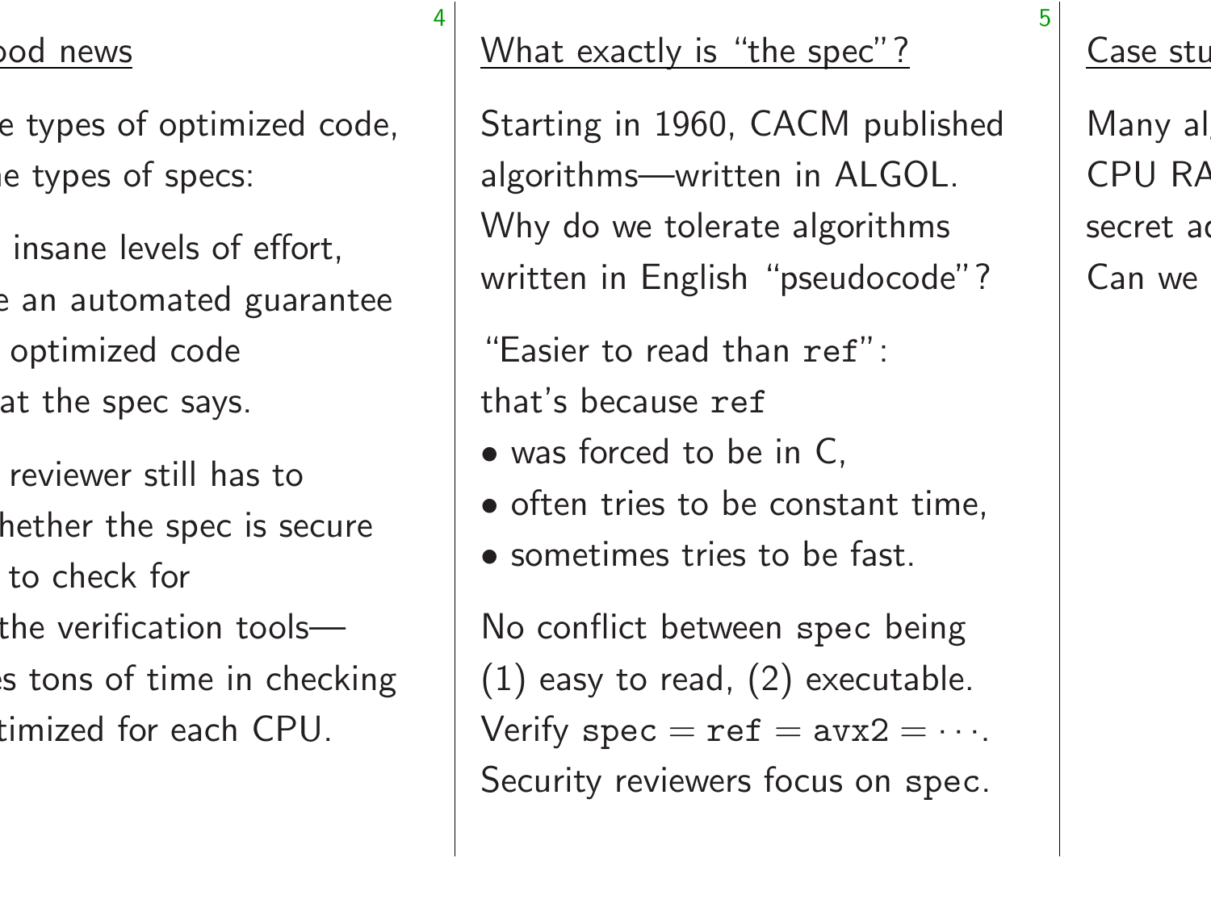## What exactly is "the spec"?

Starting in 1960, CACM published algorithms—written in ALGOL. Why do we tolerate algorithms written in English "pseudocode"?

"Easier to read than `ref`": that's because `ref`

- was forced to be in C,
- often tries to be constant time,
- sometimes tries to be fast.

No conflict between `spec` being (1) easy to read, (2) executable. Verify `spec` = `ref` = `avx2` = $\cdots$. Security reviewers focus on `spec`.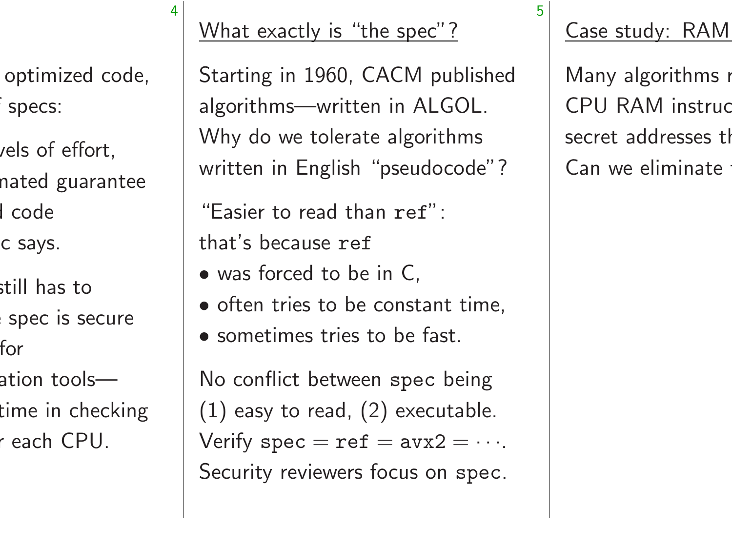## What exactly is "the spec"?

Starting in 1960, CACM published algorithms—written in ALGOL. Why do we tolerate algorithms written in English "pseudocode"?

"Easier to read than `ref`": that's because `ref`

- was forced to be in C,
- often tries to be constant time,
- sometimes tries to be fast.

No conflict between `spec` being (1) easy to read, (2) executable. Verify `spec` = `ref` = `avx2` = $\cdots$. Security reviewers focus on `spec`.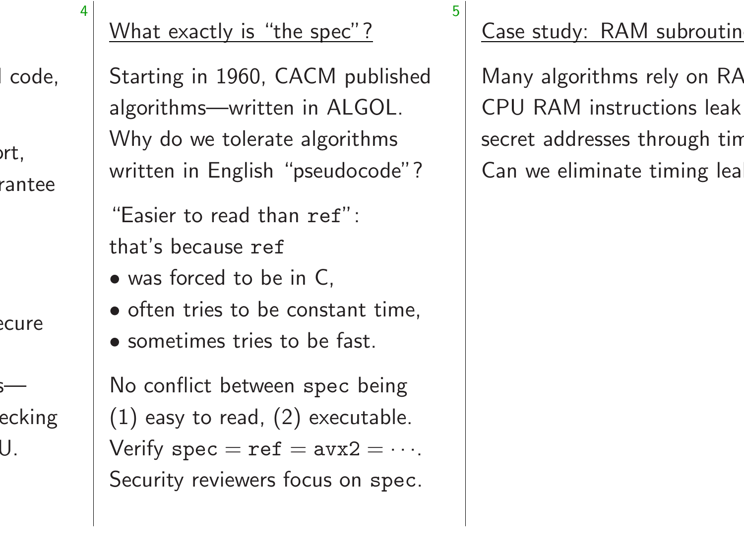## What exactly is "the spec"?

Starting in 1960, CACM published algorithms—written in ALGOL. Why do we tolerate algorithms written in English "pseudocode"?

"Easier to read than `ref`": that's because `ref`

- was forced to be in C,
- often tries to be constant time,
- sometimes tries to be fast.

No conflict between `spec` being (1) easy to read, (2) executable. Verify `spec` = `ref` = `avx2` = ⋯. Security reviewers focus on `spec`.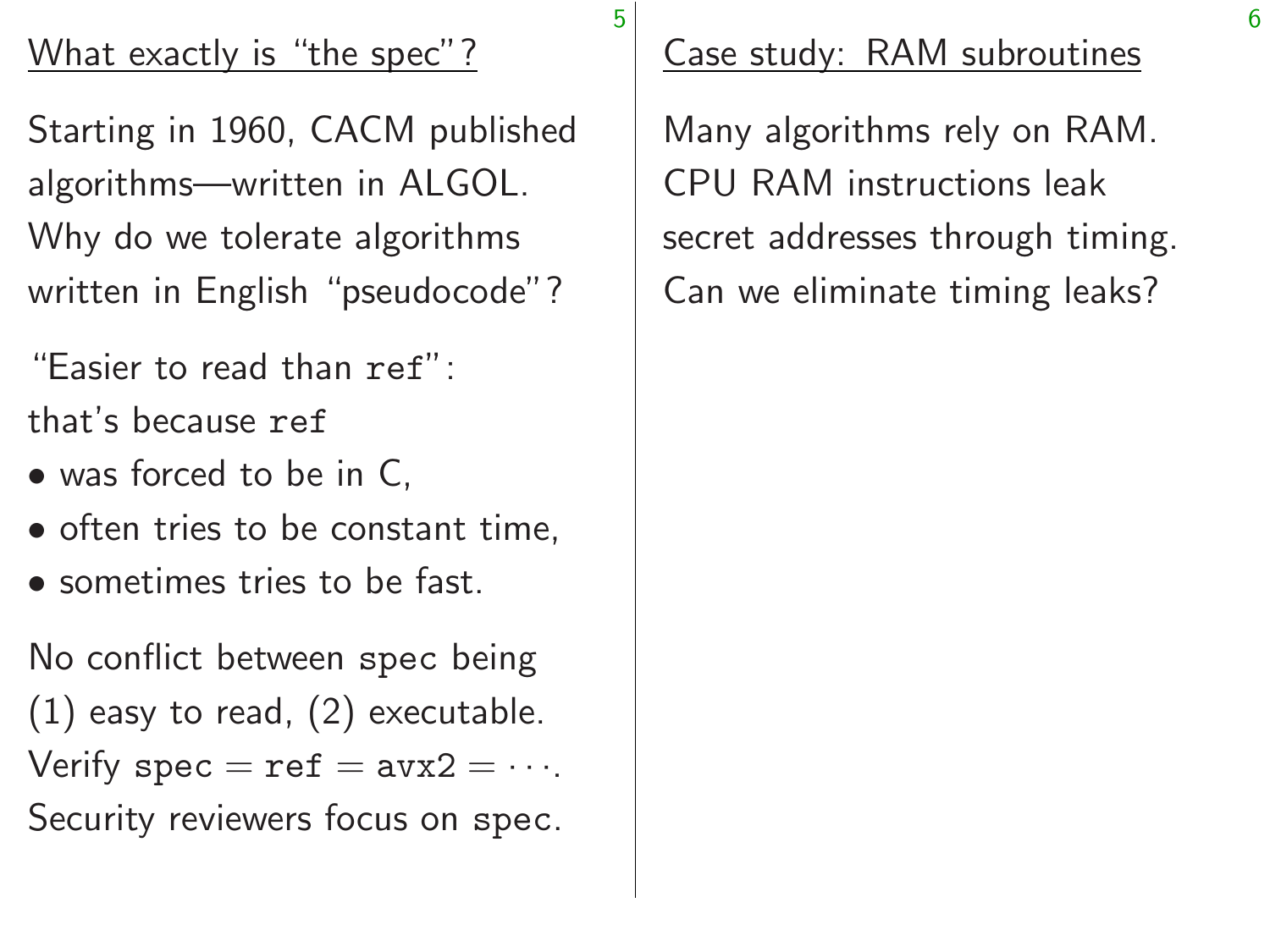## What exactly is "the spec"?

Starting in 1960, CACM published algorithms—written in ALGOL. Why do we tolerate algorithms written in English "pseudocode"?

"Easier to read than `ref`": that's because `ref`

- was forced to be in C,
- often tries to be constant time,
- sometimes tries to be fast.

No conflict between `spec` being (1) easy to read, (2) executable. Verify `spec` = `ref` = `avx2` = · · ·. Security reviewers focus on `spec`.

## Case study: RAM subroutines

Many algorithms rely on RAM. CPU RAM instructions leak secret addresses through timing. Can we eliminate timing leaks?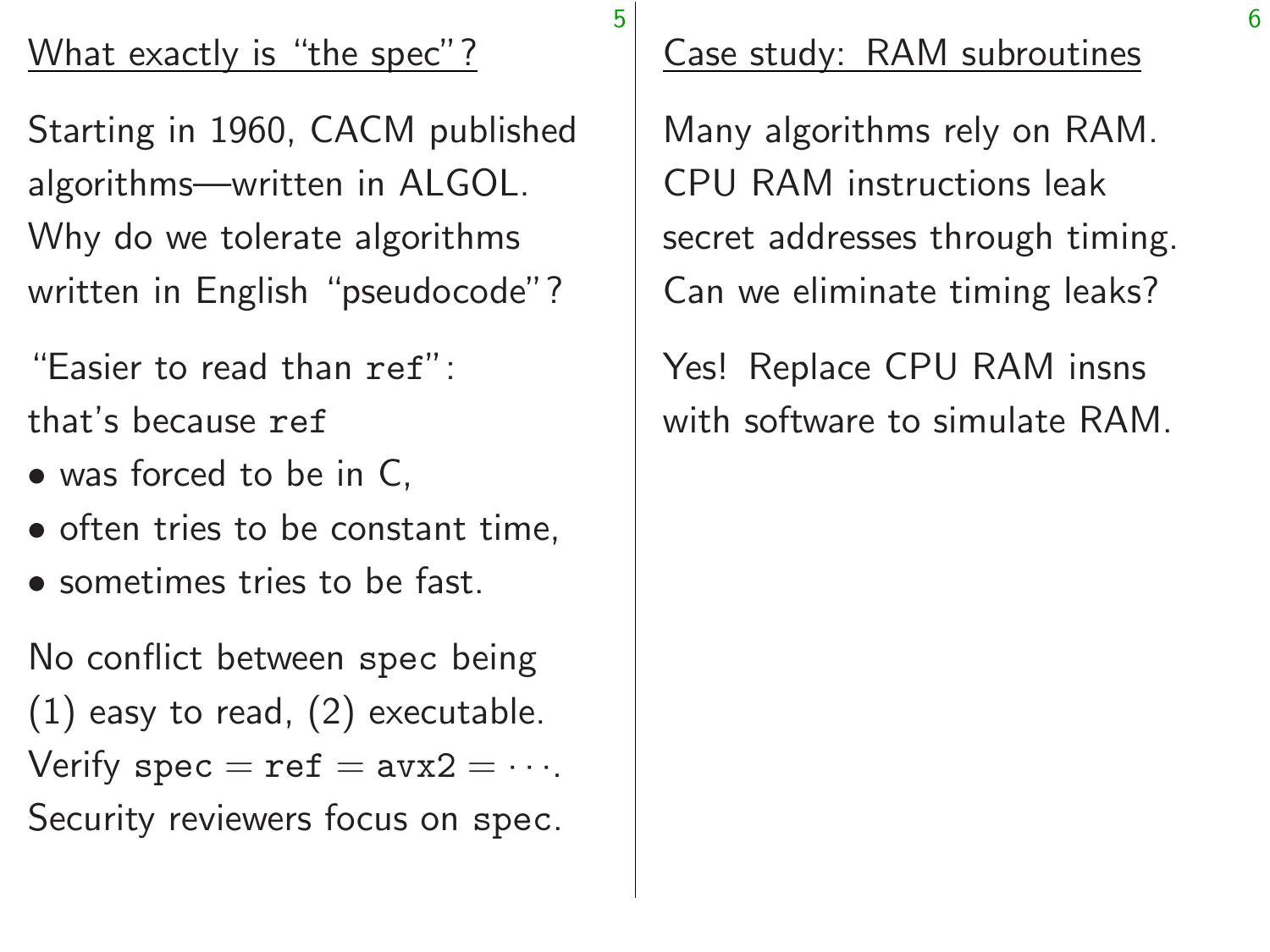## What exactly is "the spec"?

Starting in 1960, CACM published algorithms—written in ALGOL. Why do we tolerate algorithms written in English "pseudocode"?

"Easier to read than `ref`": that's because `ref`

- was forced to be in C,
- often tries to be constant time,
- sometimes tries to be fast.

No conflict between `spec` being (1) easy to read, (2) executable. Verify `spec` = `ref` = `avx2` = ···. Security reviewers focus on `spec`.

## Case study: RAM subroutines

Many algorithms rely on RAM. CPU RAM instructions leak secret addresses through timing. Can we eliminate timing leaks?

Yes! Replace CPU RAM insns with software to simulate RAM.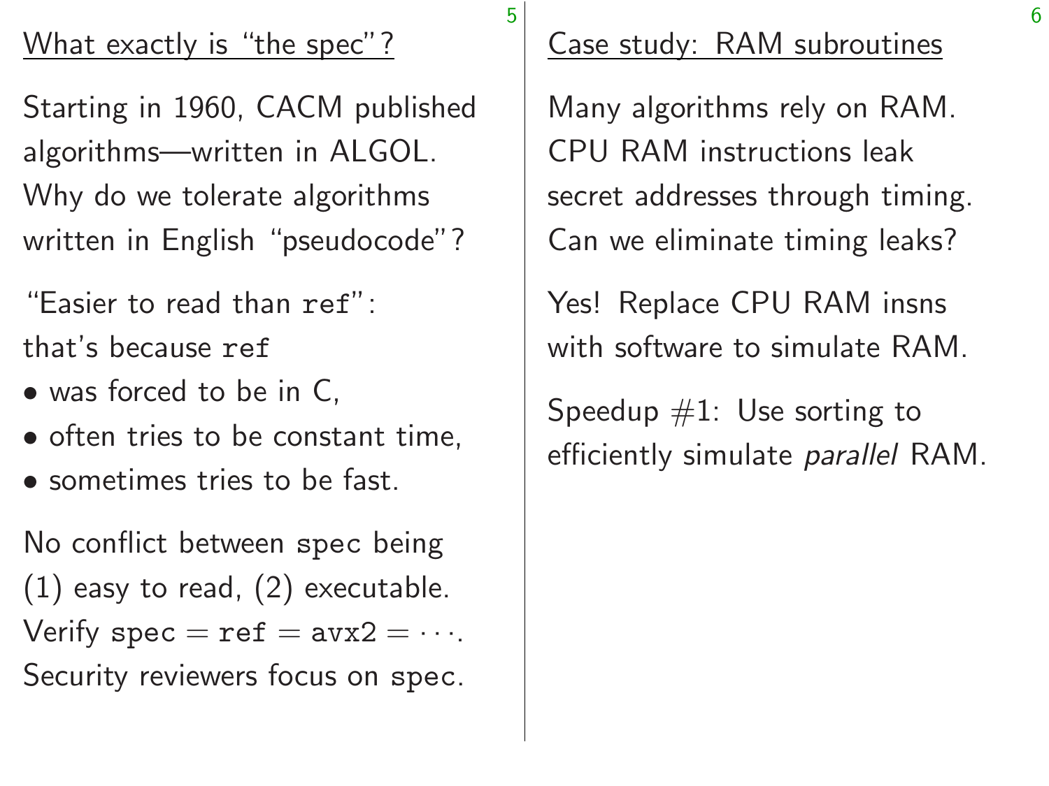## What exactly is "the spec"?

Starting in 1960, CACM published algorithms—written in ALGOL. Why do we tolerate algorithms written in English "pseudocode"?

"Easier to read than `ref`": that's because `ref`

- was forced to be in C,
- often tries to be constant time,
- sometimes tries to be fast.

No conflict between `spec` being (1) easy to read, (2) executable. Verify `spec` = `ref` = `avx2` = · · ·. Security reviewers focus on `spec`.

## Case study: RAM subroutines

Many algorithms rely on RAM. CPU RAM instructions leak secret addresses through timing. Can we eliminate timing leaks?

Yes! Replace CPU RAM insns with software to simulate RAM.

Speedup #1: Use sorting to efficiently simulate *parallel* RAM.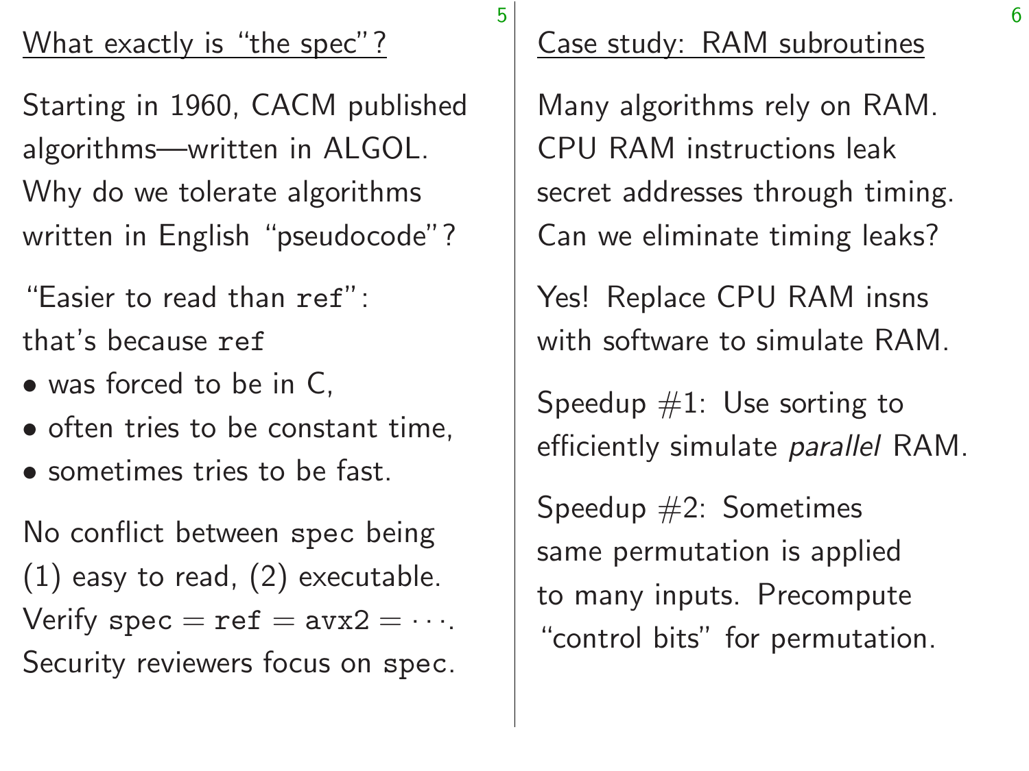## What exactly is "the spec"?

Starting in 1960, CACM published algorithms—written in ALGOL. Why do we tolerate algorithms written in English "pseudocode"?

"Easier to read than `ref`": that's because `ref`

- was forced to be in C,
- often tries to be constant time,
- sometimes tries to be fast.

No conflict between `spec` being (1) easy to read, (2) executable. Verify `spec` = `ref` = `avx2` = · · ·. Security reviewers focus on `spec`.

## Case study: RAM subroutines

Many algorithms rely on RAM. CPU RAM instructions leak secret addresses through timing. Can we eliminate timing leaks?

Yes! Replace CPU RAM insns with software to simulate RAM.

Speedup #1: Use sorting to efficiently simulate *parallel* RAM.

Speedup #2: Sometimes same permutation is applied to many inputs. Precompute "control bits" for permutation.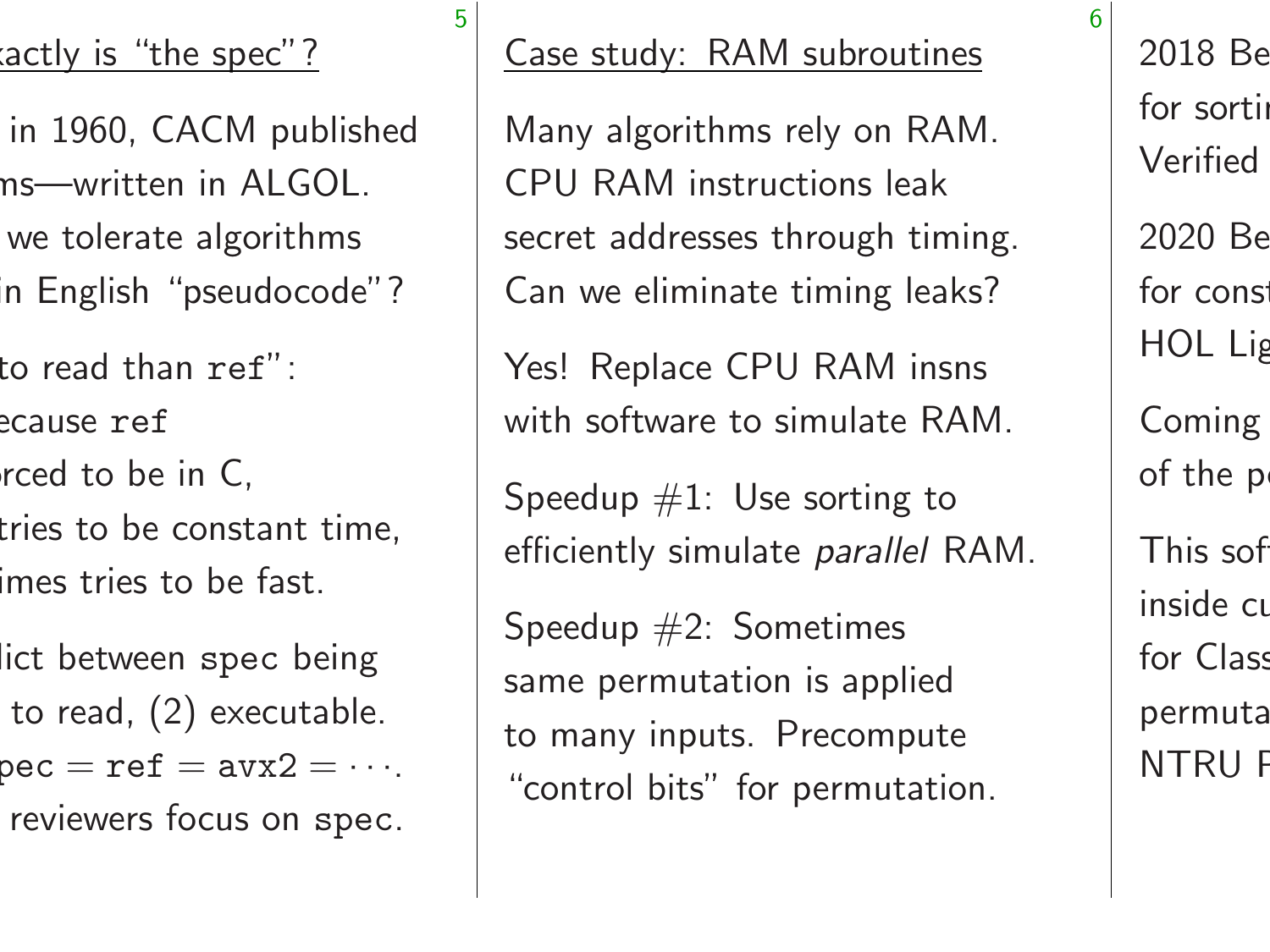## Case study: RAM subroutines

Many algorithms rely on RAM. CPU RAM instructions leak secret addresses through timing. Can we eliminate timing leaks?

Yes! Replace CPU RAM insns with software to simulate RAM.

Speedup #1: Use sorting to efficiently simulate *parallel* RAM.

Speedup #2: Sometimes same permutation is applied to many inputs. Precompute "control bits" for permutation.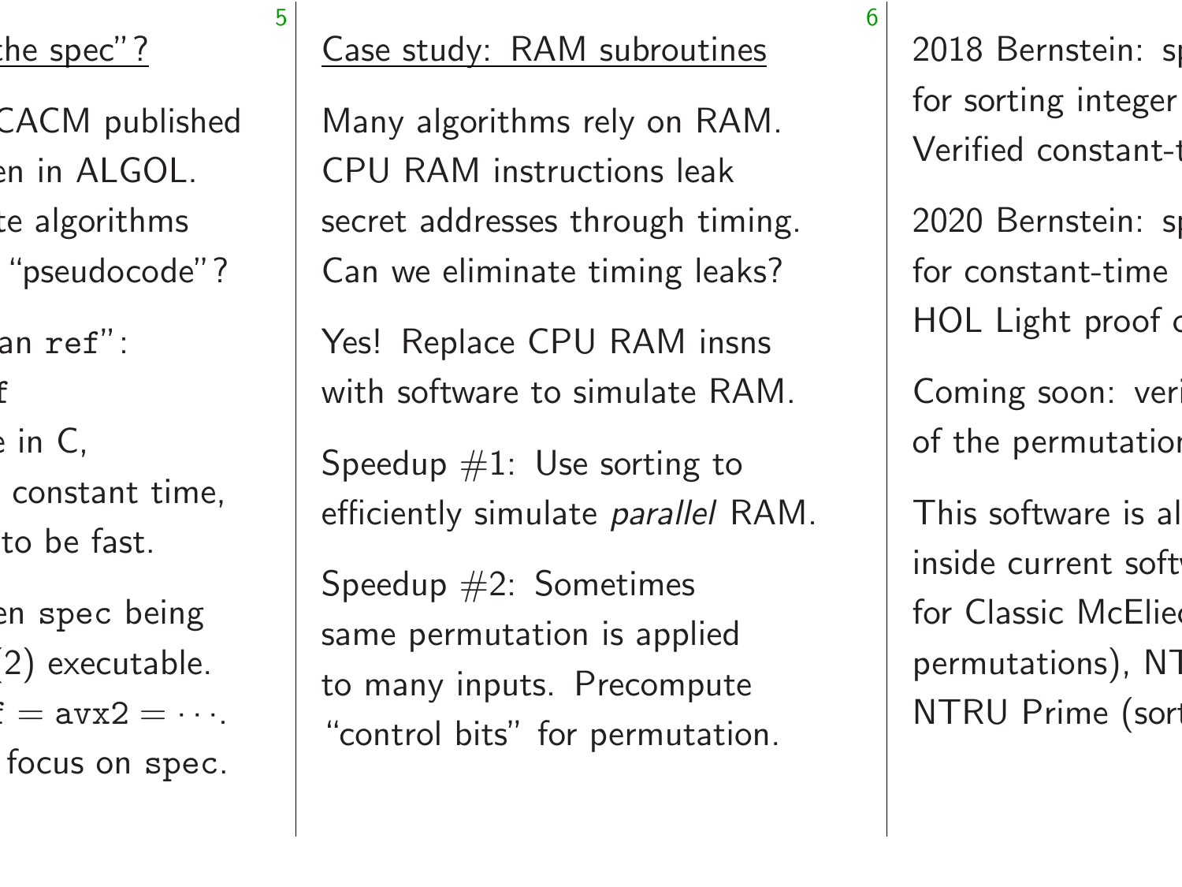## Case study: RAM subroutines

Many algorithms rely on RAM. CPU RAM instructions leak secret addresses through timing. Can we eliminate timing leaks?

Yes! Replace CPU RAM insns with software to simulate RAM.

Speedup #1: Use sorting to efficiently simulate *parallel* RAM.

Speedup #2: Sometimes same permutation is applied to many inputs. Precompute "control bits" for permutation.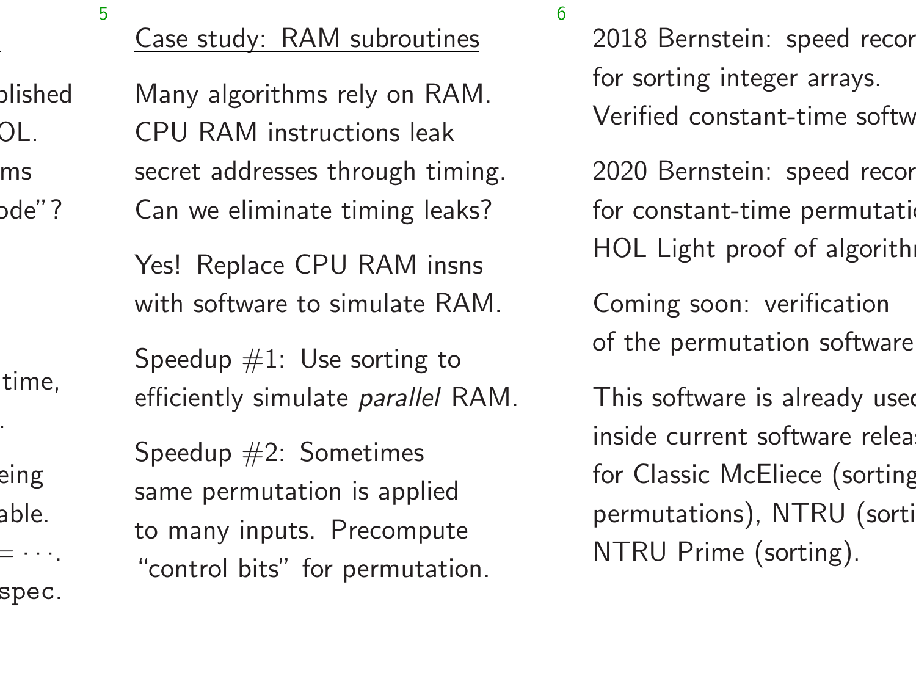## Case study: RAM subroutines

Many algorithms rely on RAM. CPU RAM instructions leak secret addresses through timing. Can we eliminate timing leaks?

Yes! Replace CPU RAM insns with software to simulate RAM.

Speedup #1: Use sorting to efficiently simulate *parallel* RAM.

Speedup #2: Sometimes same permutation is applied to many inputs. Precompute "control bits" for permutation.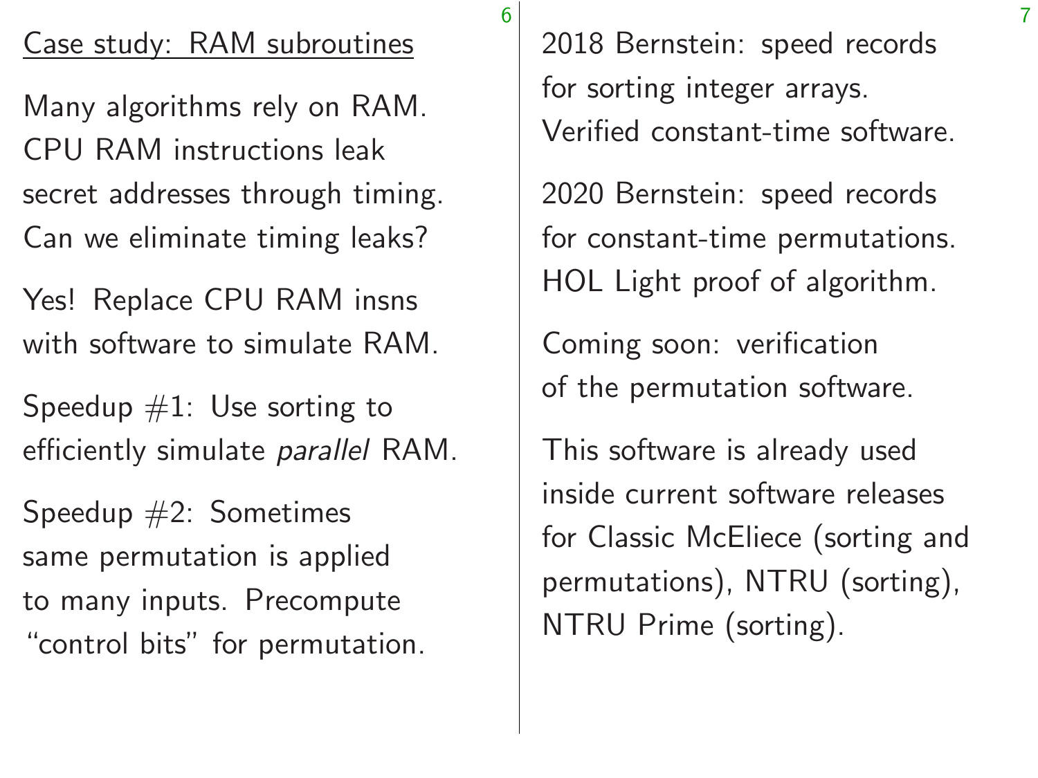## Case study: RAM subroutines

Many algorithms rely on RAM. CPU RAM instructions leak secret addresses through timing. Can we eliminate timing leaks?

Yes! Replace CPU RAM insns with software to simulate RAM.

Speedup #1: Use sorting to efficiently simulate *parallel* RAM.

Speedup #2: Sometimes same permutation is applied to many inputs. Precompute "control bits" for permutation.

2018 Bernstein: speed records for sorting integer arrays. Verified constant-time software.

2020 Bernstein: speed records for constant-time permutations. HOL Light proof of algorithm.

Coming soon: verification of the permutation software.

This software is already used inside current software releases for Classic McEliece (sorting and permutations), NTRU (sorting), NTRU Prime (sorting).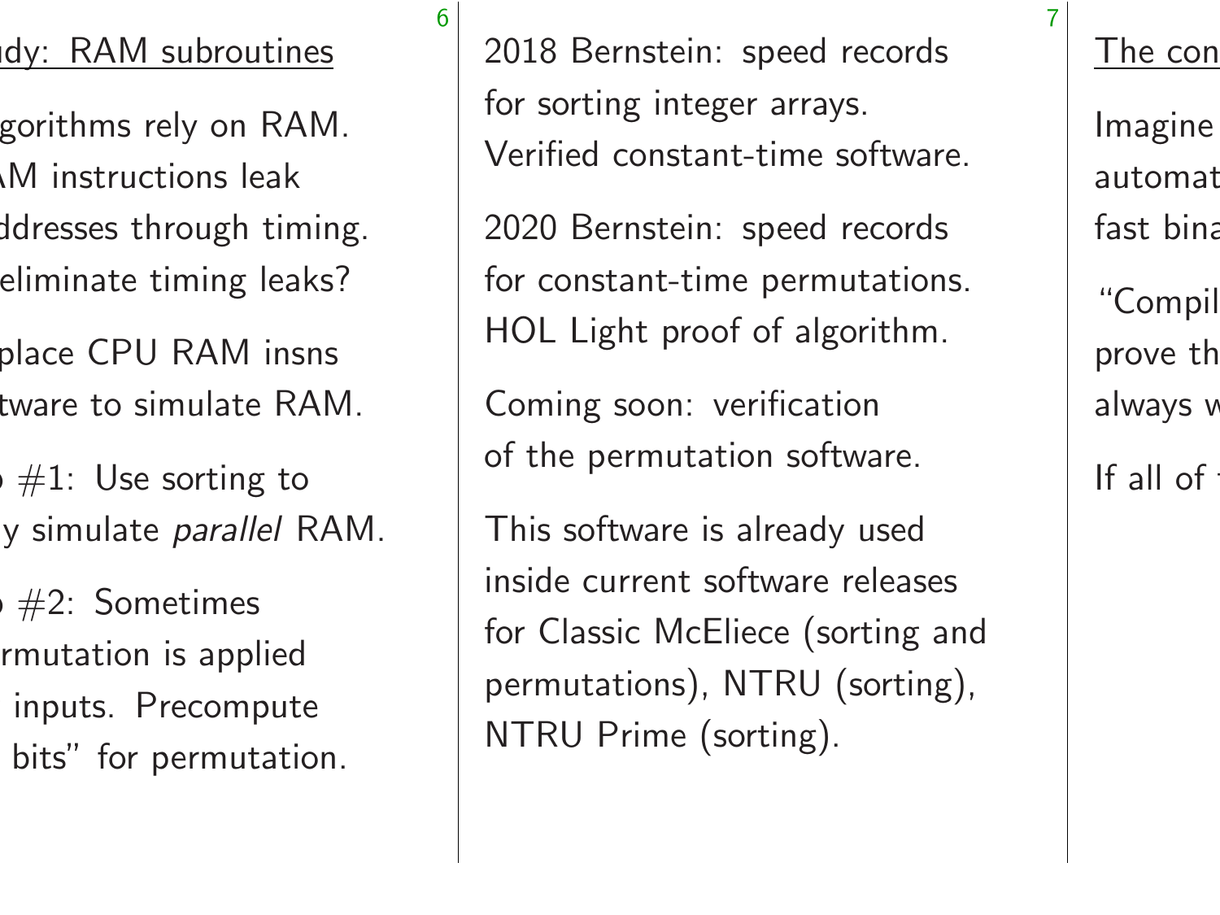2018 Bernstein: speed records for sorting integer arrays. Verified constant-time software.

2020 Bernstein: speed records for constant-time permutations. HOL Light proof of algorithm.

Coming soon: verification of the permutation software.

This software is already used inside current software releases for Classic McEliece (sorting and permutations), NTRU (sorting), NTRU Prime (sorting).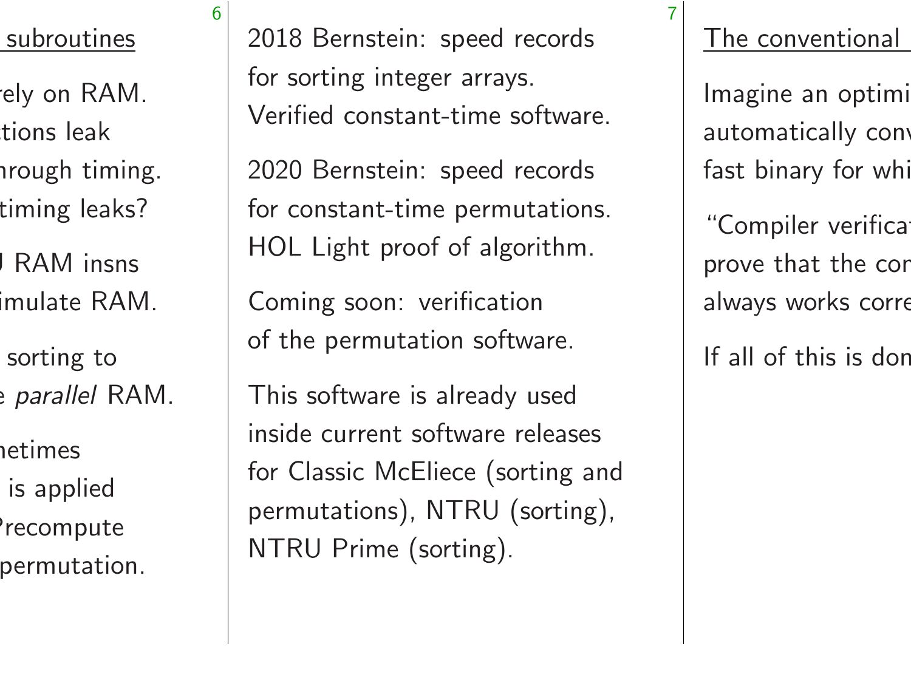2018 Bernstein: speed records for sorting integer arrays. Verified constant-time software.

2020 Bernstein: speed records for constant-time permutations. HOL Light proof of algorithm.

Coming soon: verification of the permutation software.

This software is already used inside current software releases for Classic McEliece (sorting and permutations), NTRU (sorting), NTRU Prime (sorting).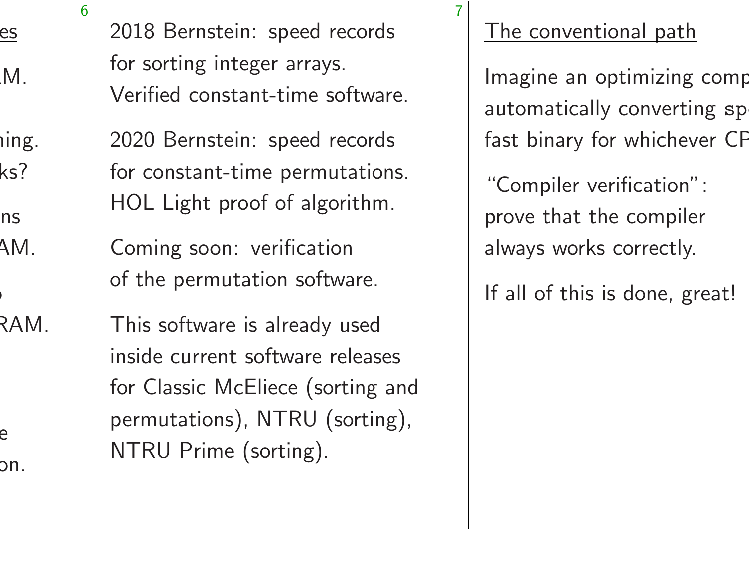2018 Bernstein: speed records for sorting integer arrays. Verified constant-time software.

2020 Bernstein: speed records for constant-time permutations. HOL Light proof of algorithm.

Coming soon: verification of the permutation software.

This software is already used inside current software releases for Classic McEliece (sorting and permutations), NTRU (sorting), NTRU Prime (sorting).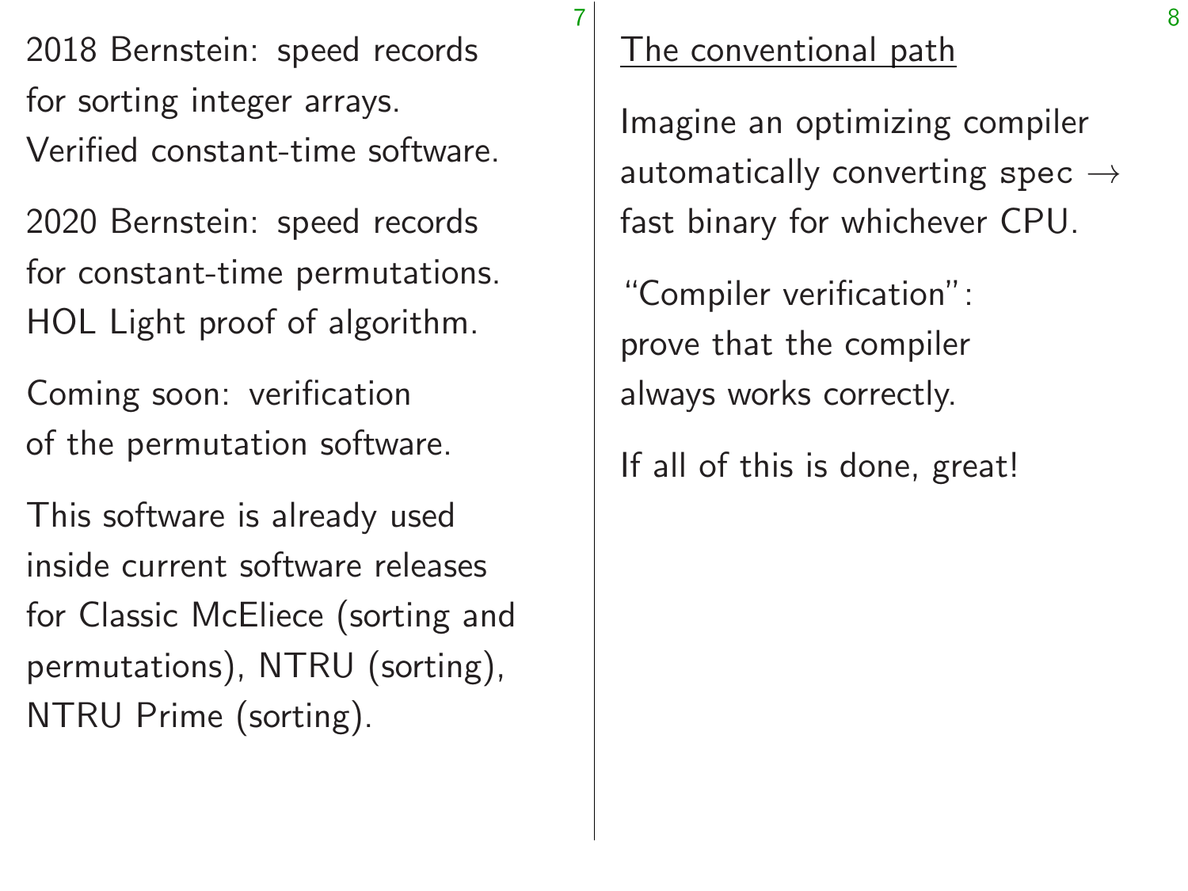2018 Bernstein: speed records for sorting integer arrays. Verified constant-time software.

2020 Bernstein: speed records for constant-time permutations. HOL Light proof of algorithm.

Coming soon: verification of the permutation software.

This software is already used inside current software releases for Classic McEliece (sorting and permutations), NTRU (sorting), NTRU Prime (sorting).

## The conventional path

Imagine an optimizing compiler automatically converting `spec` → fast binary for whichever CPU.

“Compiler verification”: prove that the compiler always works correctly.

If all of this is done, great!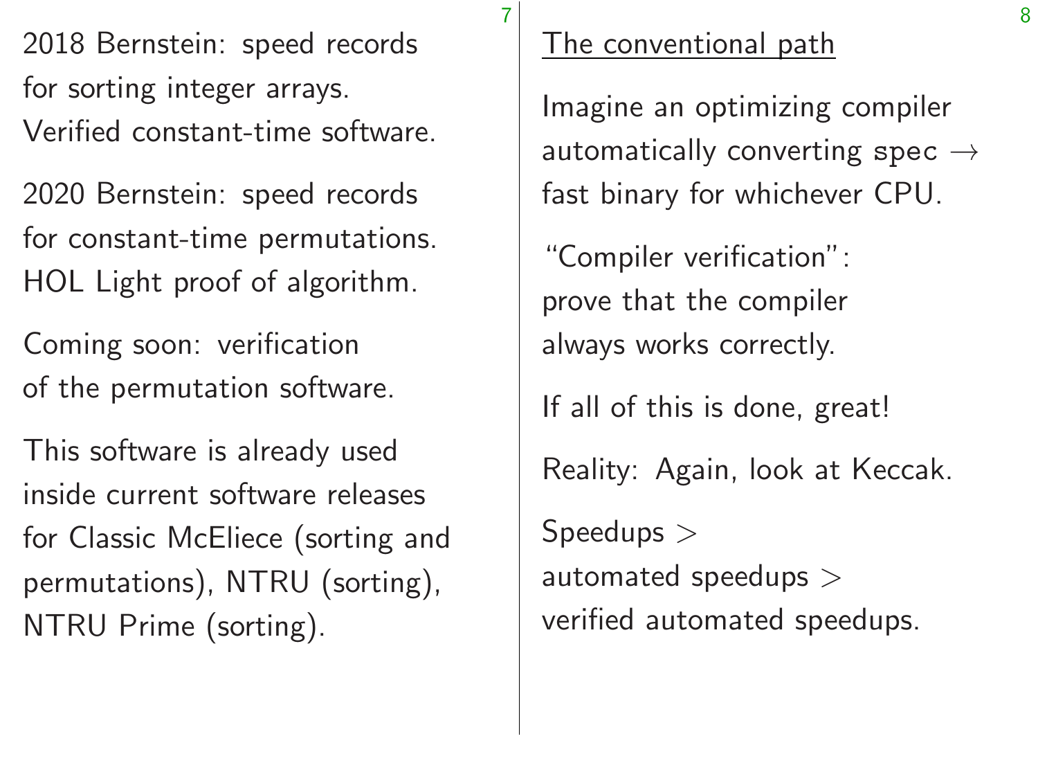2018 Bernstein: speed records for sorting integer arrays. Verified constant-time software.

2020 Bernstein: speed records for constant-time permutations. HOL Light proof of algorithm.

Coming soon: verification of the permutation software.

This software is already used inside current software releases for Classic McEliece (sorting and permutations), NTRU (sorting), NTRU Prime (sorting).

## The conventional path

Imagine an optimizing compiler automatically converting `spec` $\rightarrow$ fast binary for whichever CPU.

"Compiler verification": prove that the compiler always works correctly.

If all of this is done, great!

Reality: Again, look at Keccak.

Speedups $>$ automated speedups $>$ verified automated speedups.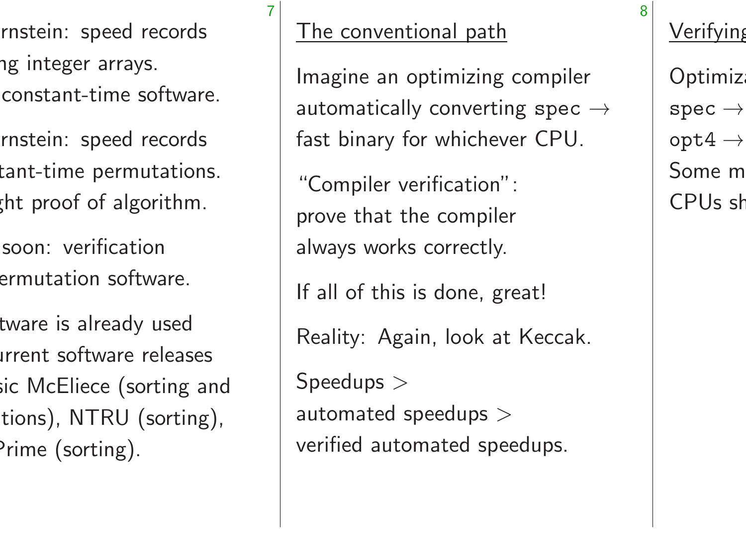rnstein: speed records
ng integer arrays.
constant-time software.

rnstein: speed records
tant-time permutations.
ght proof of algorithm.

soon: verification
ermutation software.

tware is already used
urrent software releases
sic McEliece (sorting and
tions), NTRU (sorting),
Prime (sorting).

## The conventional path

Imagine an optimizing compiler
automatically converting `spec` →
fast binary for whichever CPU.

"Compiler verification":
prove that the compiler
always works correctly.

If all of this is done, great!

Reality: Again, look at Keccak.

Speedups >
automated speedups >
verified automated speedups.

## Verifying

Optimiz
`spec` →
`opt4` →
Some m
CPUs sh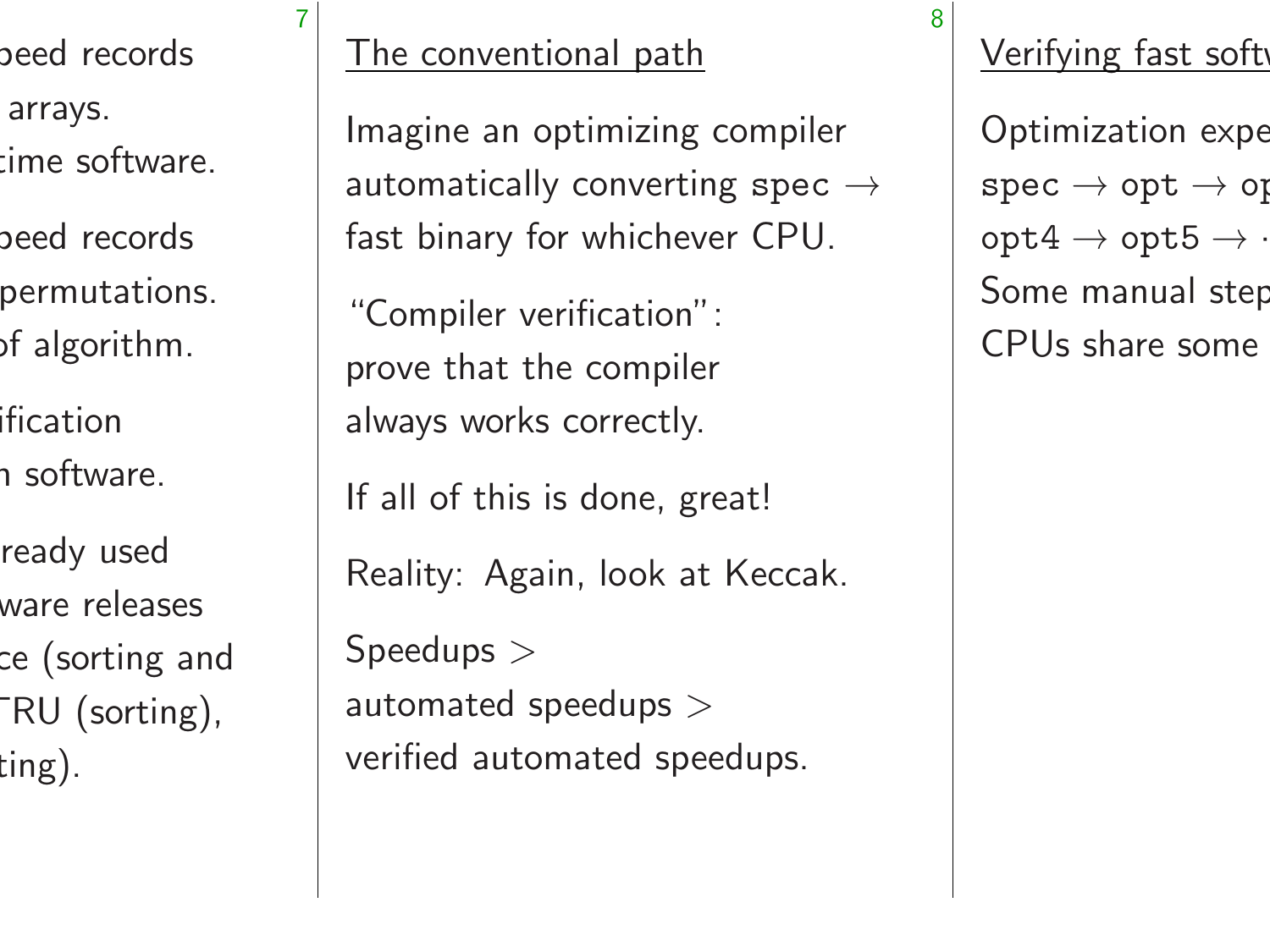## The conventional path

Imagine an optimizing compiler automatically converting `spec` → fast binary for whichever CPU.

"Compiler verification": prove that the compiler always works correctly.

If all of this is done, great!

Reality: Again, look at Keccak.

Speedups >
automated speedups >
verified automated speedups.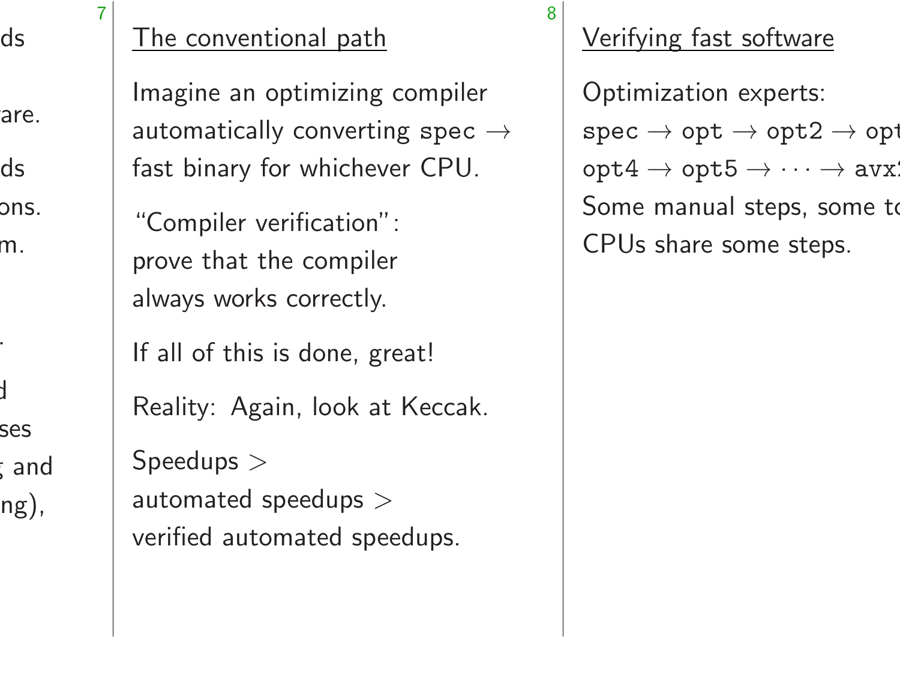## The conventional path

Imagine an optimizing compiler automatically converting `spec` → fast binary for whichever CPU.

"Compiler verification": prove that the compiler always works correctly.

If all of this is done, great!

Reality: Again, look at Keccak.

Speedups > automated speedups > verified automated speedups.

## Verifying fast software

Optimization experts:
`spec` → `opt` → `opt2` → `opt`
`opt4` → `opt5` → · · · → `avx`

Some manual steps, some t

CPUs share some steps.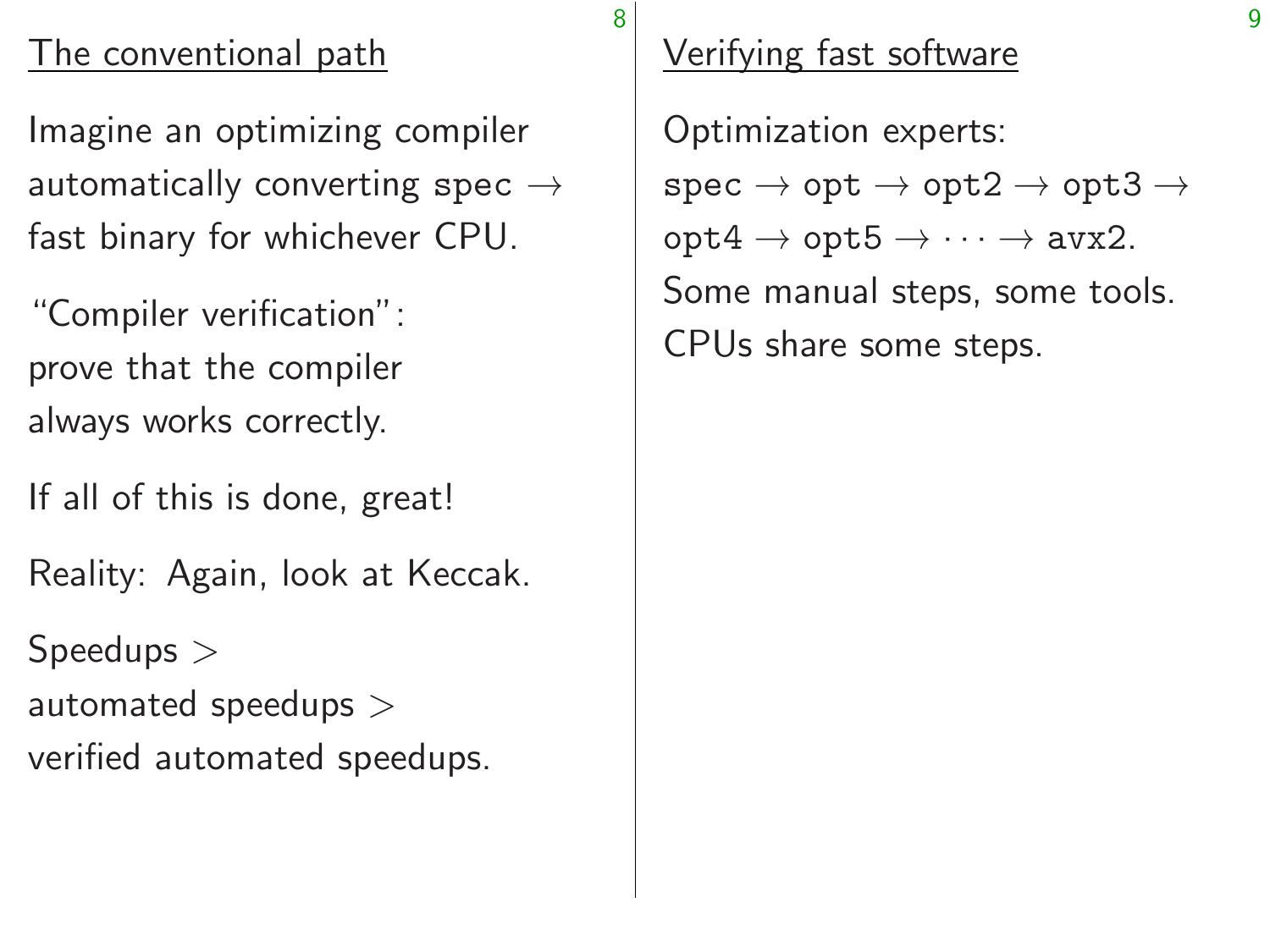## The conventional path

Imagine an optimizing compiler automatically converting `spec` → fast binary for whichever CPU.

"Compiler verification": prove that the compiler always works correctly.

If all of this is done, great!

Reality: Again, look at Keccak.

Speedups > automated speedups > verified automated speedups.

## Verifying fast software

Optimization experts:
`spec` → `opt` → `opt2` → `opt3` → `opt4` → `opt5` → · · · → `avx2`.
Some manual steps, some tools.
CPUs share some steps.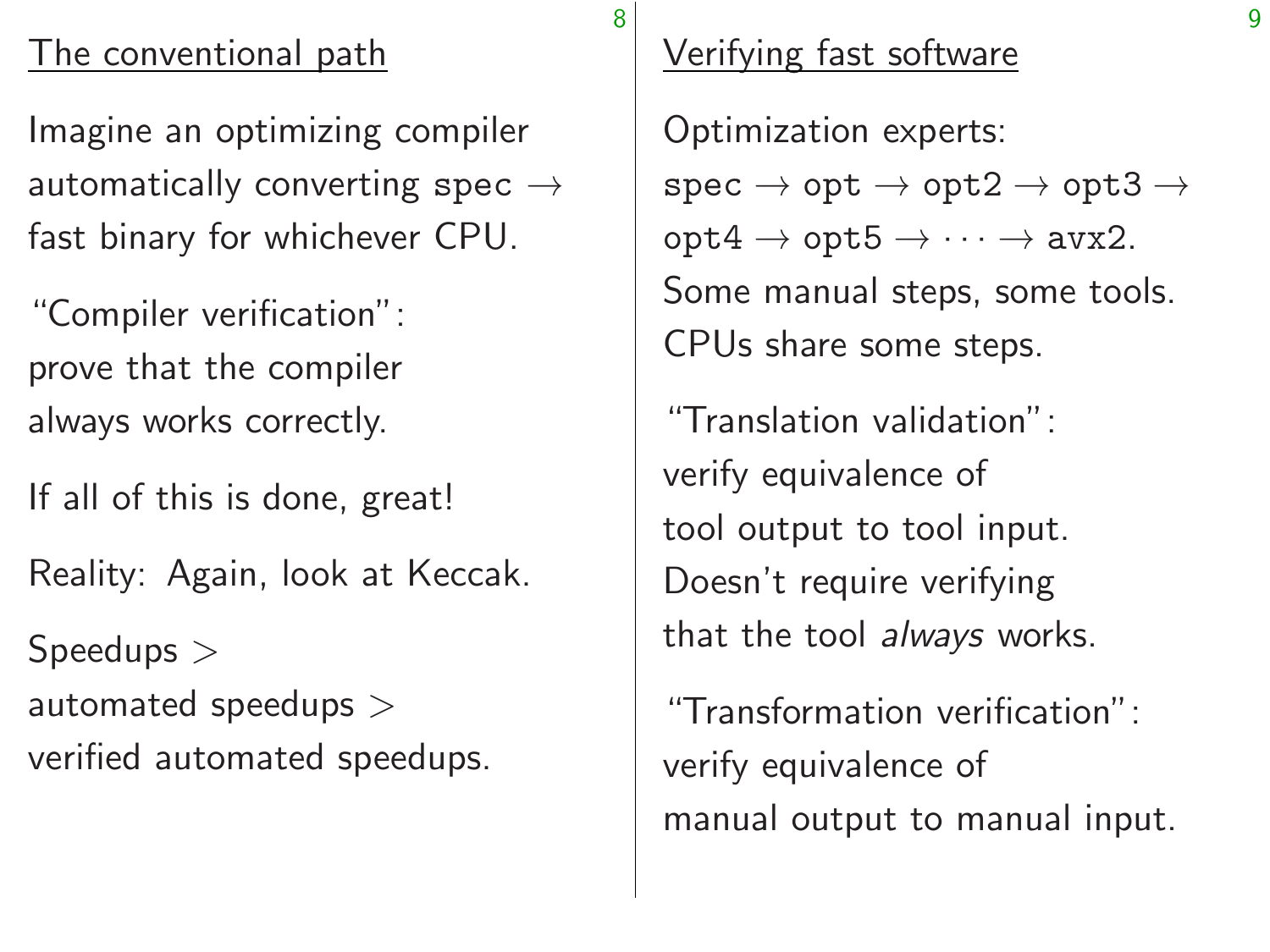## The conventional path

Imagine an optimizing compiler automatically converting `spec` → fast binary for whichever CPU.

"Compiler verification": prove that the compiler always works correctly.

If all of this is done, great!

Reality: Again, look at Keccak.

Speedups > automated speedups > verified automated speedups.

## Verifying fast software

Optimization experts:
`spec` → `opt` → `opt2` → `opt3` → `opt4` → `opt5` → · · · → `avx2`.
Some manual steps, some tools.
CPUs share some steps.

"Translation validation": verify equivalence of tool output to tool input. Doesn't require verifying that the tool *always* works.

"Transformation verification": verify equivalence of manual output to manual input.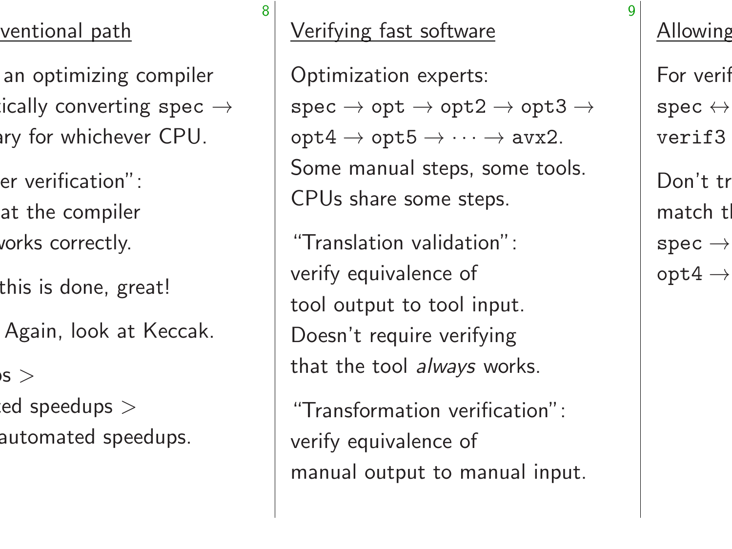## ventional path

an optimizing compiler
tically converting spec →
ary for whichever CPU.

er verification":
at the compiler
vorks correctly.

this is done, great!

Again, look at Keccak.

s >
ed speedups >
automated speedups.

## Verifying fast software

Optimization experts:
`spec` → `opt` → `opt2` → `opt3` →
`opt4` → `opt5` → · · · → `avx2`.
Some manual steps, some tools.
CPUs share some steps.

"Translation validation":
verify equivalence of
tool output to tool input.
Doesn't require verifying
that the tool *always* works.

"Transformation verification":
verify equivalence of
manual output to manual input.

## Allowing

For verif
`spec` ↔
`verif3`

Don't tr
match tl
`spec` →
`opt4` →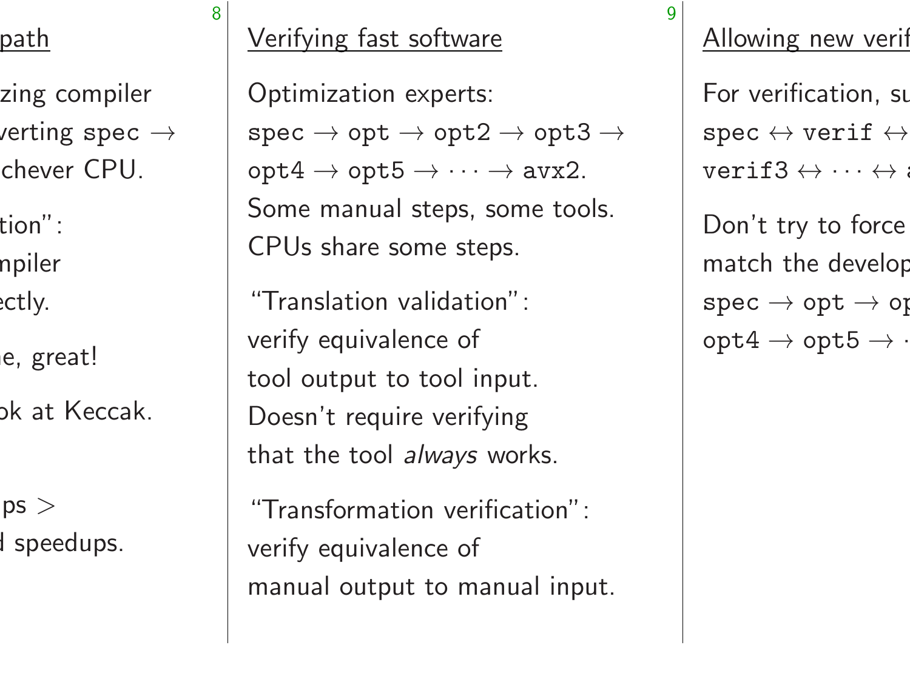## Verifying fast software

Optimization experts:
`spec` → `opt` → `opt2` → `opt3` →
`opt4` → `opt5` → · · · → `avx2`.
Some manual steps, some tools.
CPUs share some steps.

"Translation validation":
verify equivalence of
tool output to tool input.
Doesn't require verifying
that the tool *always* works.

"Transformation verification":
verify equivalence of
manual output to manual input.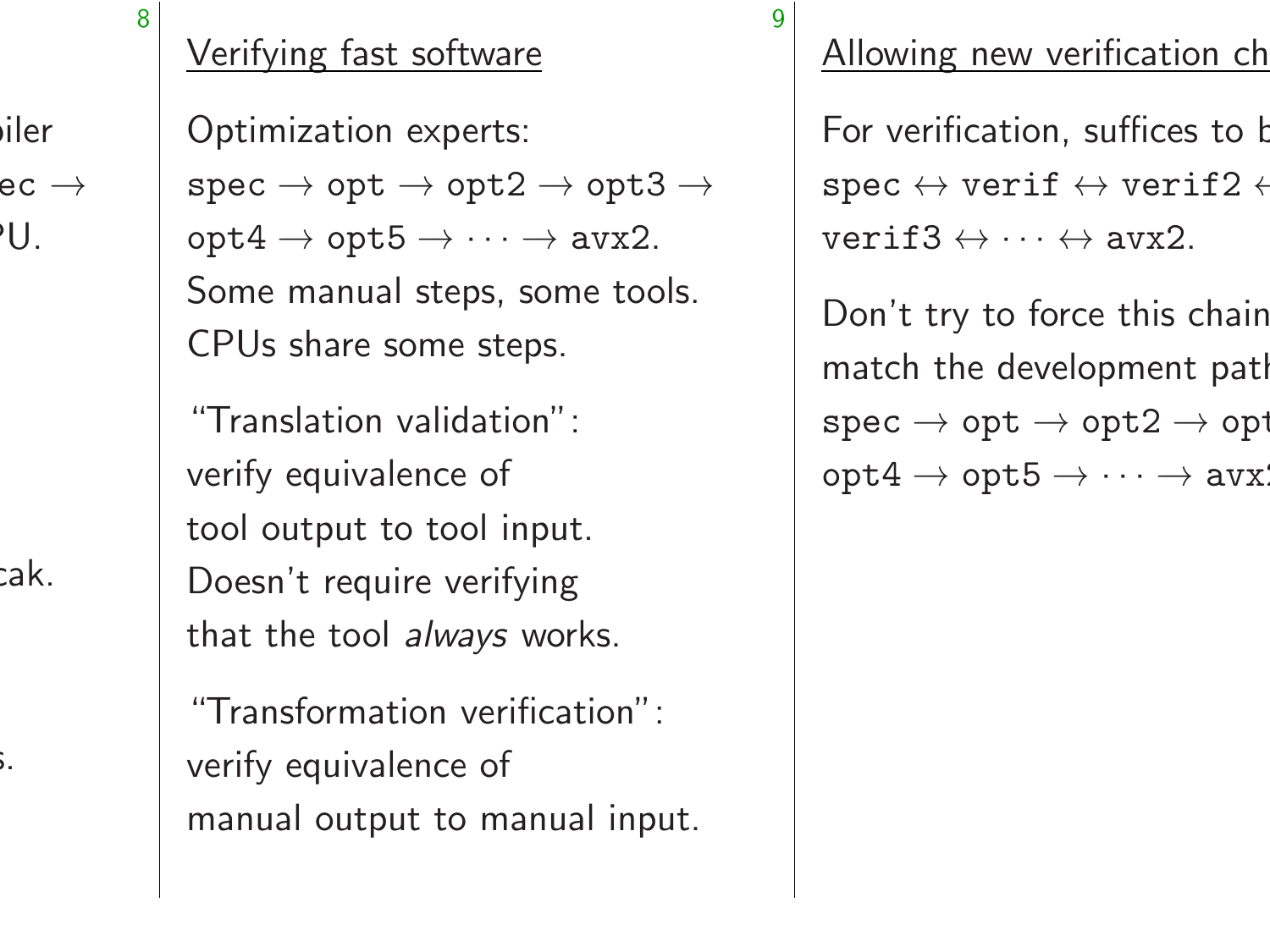## Verifying fast software

Optimization experts:
`spec` → `opt` → `opt2` → `opt3` → `opt4` → `opt5` → · · · → `avx2`.
Some manual steps, some tools.
CPUs share some steps.

"Translation validation":
verify equivalence of
tool output to tool input.
Doesn't require verifying
that the tool *always* works.

"Transformation verification":
verify equivalence of
manual output to manual input.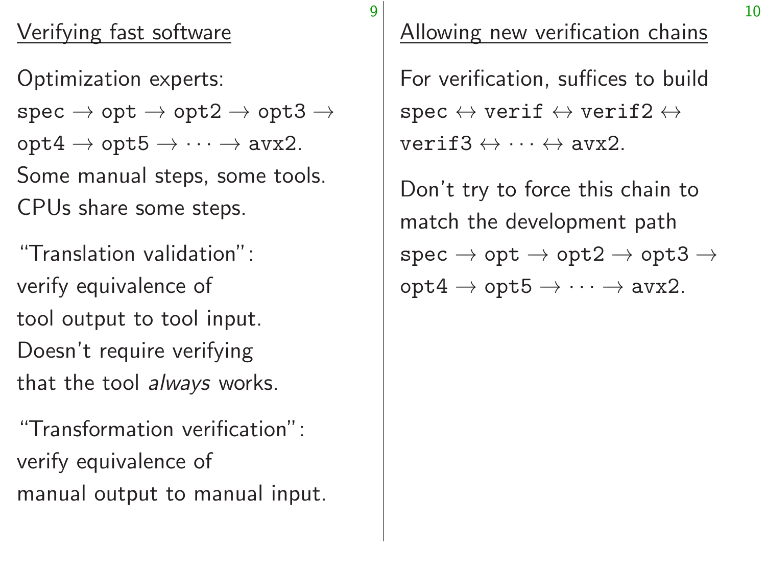## Verifying fast software

Optimization experts:
spec → opt → opt2 → opt3 → opt4 → opt5 → · · · → avx2.
Some manual steps, some tools.
CPUs share some steps.

"Translation validation": verify equivalence of tool output to tool input. Doesn't require verifying that the tool *always* works.

"Transformation verification": verify equivalence of manual output to manual input.

## Allowing new verification chains

For verification, suffices to build
spec ↔ verif ↔ verif2 ↔ verif3 ↔ · · · ↔ avx2.

Don't try to force this chain to match the development path
spec → opt → opt2 → opt3 → opt4 → opt5 → · · · → avx2.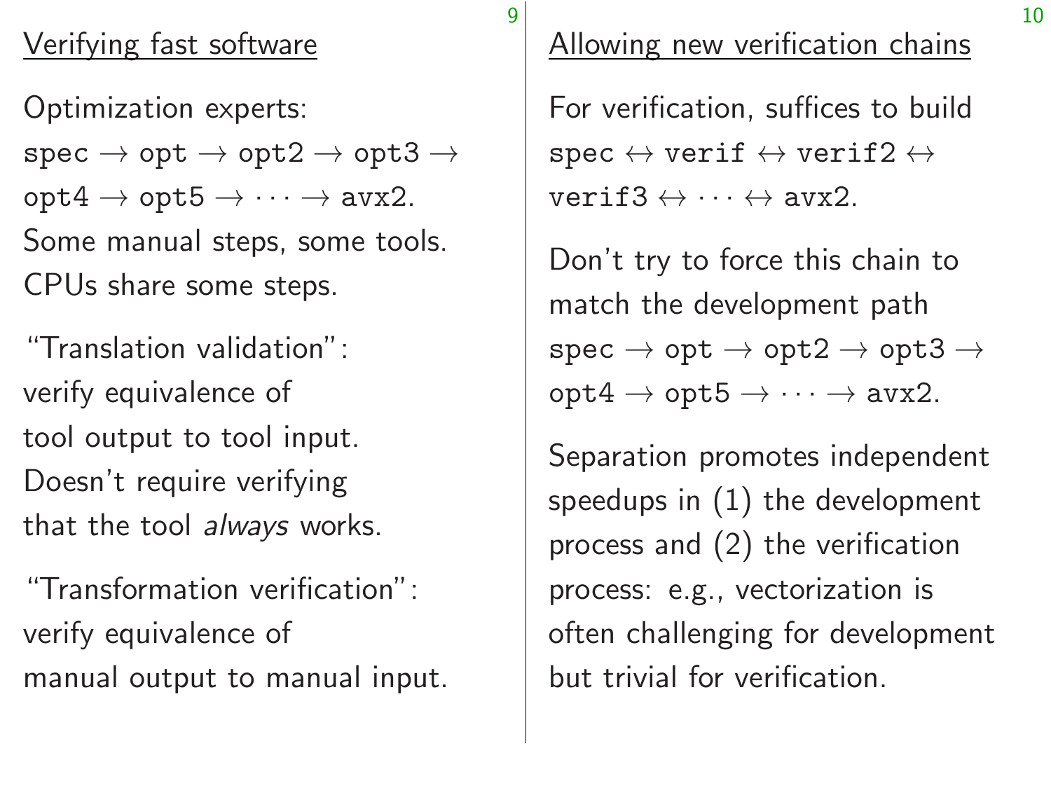## Verifying fast software

Optimization experts:
`spec` → `opt` → `opt2` → `opt3` → `opt4` → `opt5` → ⋯ → `avx2`.
Some manual steps, some tools.
CPUs share some steps.

"Translation validation": verify equivalence of tool output to tool input. Doesn't require verifying that the tool *always* works.

"Transformation verification": verify equivalence of manual output to manual input.

## Allowing new verification chains

For verification, suffices to build
`spec` ↔ `verif` ↔ `verif2` ↔ `verif3` ↔ ⋯ ↔ `avx2`.

Don't try to force this chain to match the development path
`spec` → `opt` → `opt2` → `opt3` → `opt4` → `opt5` → ⋯ → `avx2`.

Separation promotes independent speedups in (1) the development process and (2) the verification process: e.g., vectorization is often challenging for development but trivial for verification.